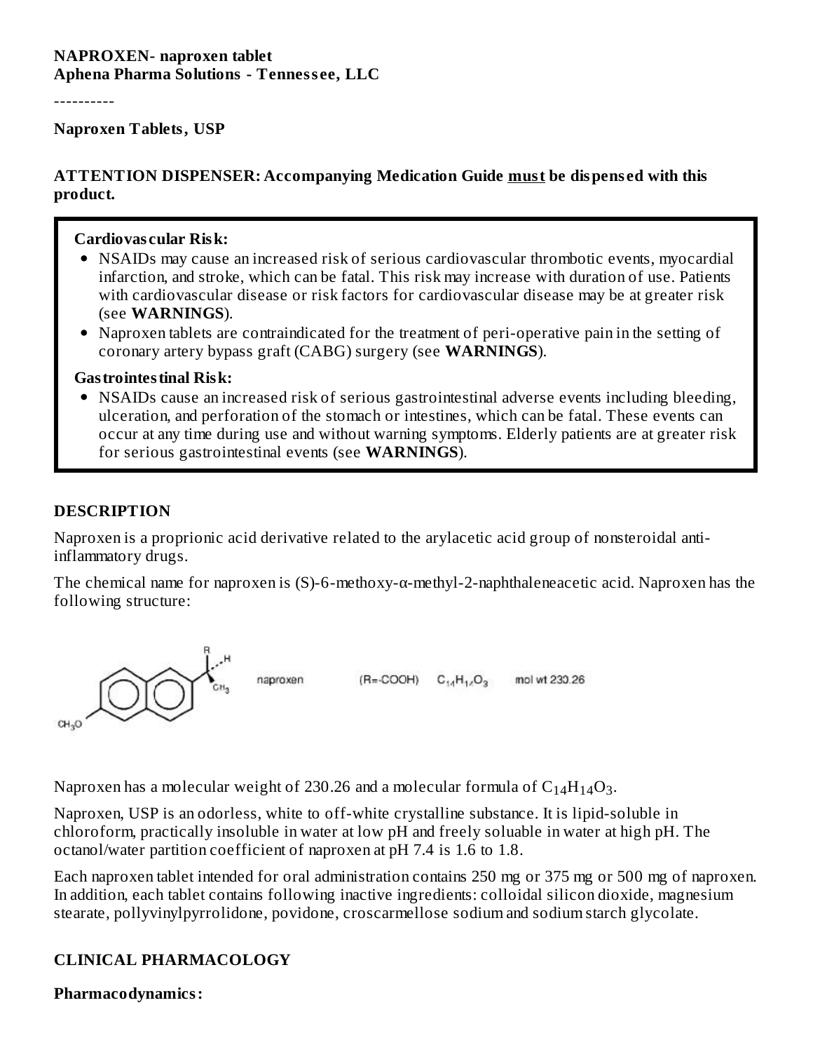**NAPROXEN- naproxen tablet**
**Aphena Pharma Solutions - Tennessee, LLC**

----------

**Naproxen Tablets, USP**

**ATTENTION DISPENSER: Accompanying Medication Guide must be dispensed with this product.**

**Cardiovascular Risk:**

- NSAIDs may cause an increased risk of serious cardiovascular thrombotic events, myocardial infarction, and stroke, which can be fatal. This risk may increase with duration of use. Patients with cardiovascular disease or risk factors for cardiovascular disease may be at greater risk (see **WARNINGS**).
- Naproxen tablets are contraindicated for the treatment of peri-operative pain in the setting of coronary artery bypass graft (CABG) surgery (see **WARNINGS**).

**Gastrointestinal Risk:**

- NSAIDs cause an increased risk of serious gastrointestinal adverse events including bleeding, ulceration, and perforation of the stomach or intestines, which can be fatal. These events can occur at any time during use and without warning symptoms. Elderly patients are at greater risk for serious gastrointestinal events (see **WARNINGS**).

## DESCRIPTION

Naproxen is a proprionic acid derivative related to the arylacetic acid group of nonsteroidal anti-inflammatory drugs.

The chemical name for naproxen is (S)-6-methoxy-α-methyl-2-naphthaleneacetic acid. Naproxen has the following structure:

naproxen (R=-COOH) $C_{14}H_{14}O_3$ mol wt 230.26

Naproxen has a molecular weight of 230.26 and a molecular formula of $C_{14}H_{14}O_3$.

Naproxen, USP is an odorless, white to off-white crystalline substance. It is lipid-soluble in chloroform, practically insoluble in water at low pH and freely soluable in water at high pH. The octanol/water partition coefficient of naproxen at pH 7.4 is 1.6 to 1.8.

Each naproxen tablet intended for oral administration contains 250 mg or 375 mg or 500 mg of naproxen. In addition, each tablet contains following inactive ingredients: colloidal silicon dioxide, magnesium stearate, pollyvinylpyrrolidone, povidone, croscarmellose sodium and sodium starch glycolate.

## CLINICAL PHARMACOLOGY

**Pharmacodynamics:**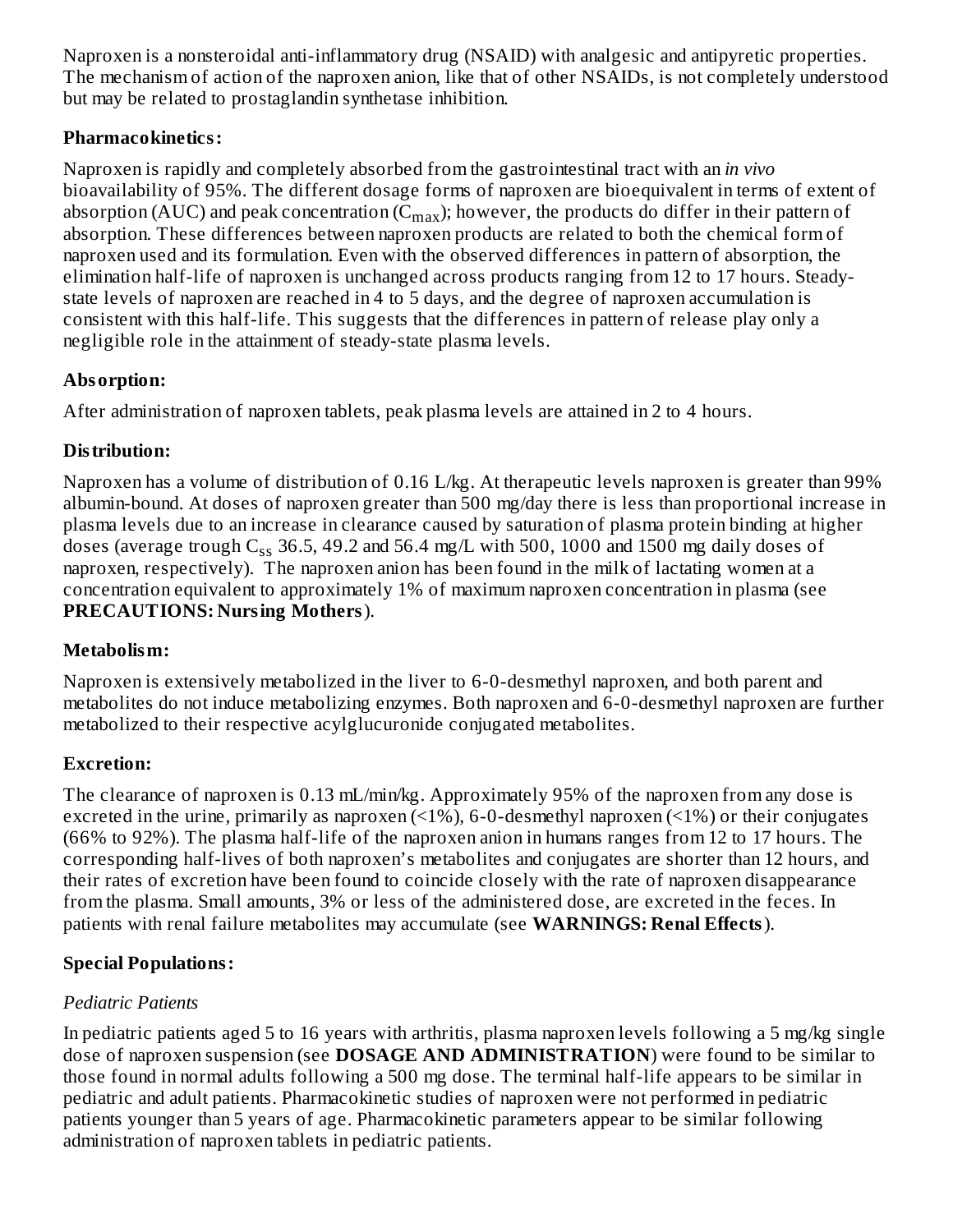Naproxen is a nonsteroidal anti-inflammatory drug (NSAID) with analgesic and antipyretic properties. The mechanism of action of the naproxen anion, like that of other NSAIDs, is not completely understood but may be related to prostaglandin synthetase inhibition.

**Pharmacokinetics:**

Naproxen is rapidly and completely absorbed from the gastrointestinal tract with an *in vivo* bioavailability of 95%. The different dosage forms of naproxen are bioequivalent in terms of extent of absorption (AUC) and peak concentration ($C_{max}$); however, the products do differ in their pattern of absorption. These differences between naproxen products are related to both the chemical form of naproxen used and its formulation. Even with the observed differences in pattern of absorption, the elimination half-life of naproxen is unchanged across products ranging from 12 to 17 hours. Steady-state levels of naproxen are reached in 4 to 5 days, and the degree of naproxen accumulation is consistent with this half-life. This suggests that the differences in pattern of release play only a negligible role in the attainment of steady-state plasma levels.

**Absorption:**

After administration of naproxen tablets, peak plasma levels are attained in 2 to 4 hours.

**Distribution:**

Naproxen has a volume of distribution of 0.16 L/kg. At therapeutic levels naproxen is greater than 99% albumin-bound. At doses of naproxen greater than 500 mg/day there is less than proportional increase in plasma levels due to an increase in clearance caused by saturation of plasma protein binding at higher doses (average trough $C_{ss}$ 36.5, 49.2 and 56.4 mg/L with 500, 1000 and 1500 mg daily doses of naproxen, respectively). The naproxen anion has been found in the milk of lactating women at a concentration equivalent to approximately 1% of maximum naproxen concentration in plasma (see **PRECAUTIONS: Nursing Mothers**).

**Metabolism:**

Naproxen is extensively metabolized in the liver to 6-0-desmethyl naproxen, and both parent and metabolites do not induce metabolizing enzymes. Both naproxen and 6-0-desmethyl naproxen are further metabolized to their respective acylglucuronide conjugated metabolites.

**Excretion:**

The clearance of naproxen is 0.13 mL/min/kg. Approximately 95% of the naproxen from any dose is excreted in the urine, primarily as naproxen (<1%), 6-0-desmethyl naproxen (<1%) or their conjugates (66% to 92%). The plasma half-life of the naproxen anion in humans ranges from 12 to 17 hours. The corresponding half-lives of both naproxen's metabolites and conjugates are shorter than 12 hours, and their rates of excretion have been found to coincide closely with the rate of naproxen disappearance from the plasma. Small amounts, 3% or less of the administered dose, are excreted in the feces. In patients with renal failure metabolites may accumulate (see **WARNINGS: Renal Effects**).

**Special Populations:**

*Pediatric Patients*

In pediatric patients aged 5 to 16 years with arthritis, plasma naproxen levels following a 5 mg/kg single dose of naproxen suspension (see **DOSAGE AND ADMINISTRATION**) were found to be similar to those found in normal adults following a 500 mg dose. The terminal half-life appears to be similar in pediatric and adult patients. Pharmacokinetic studies of naproxen were not performed in pediatric patients younger than 5 years of age. Pharmacokinetic parameters appear to be similar following administration of naproxen tablets in pediatric patients.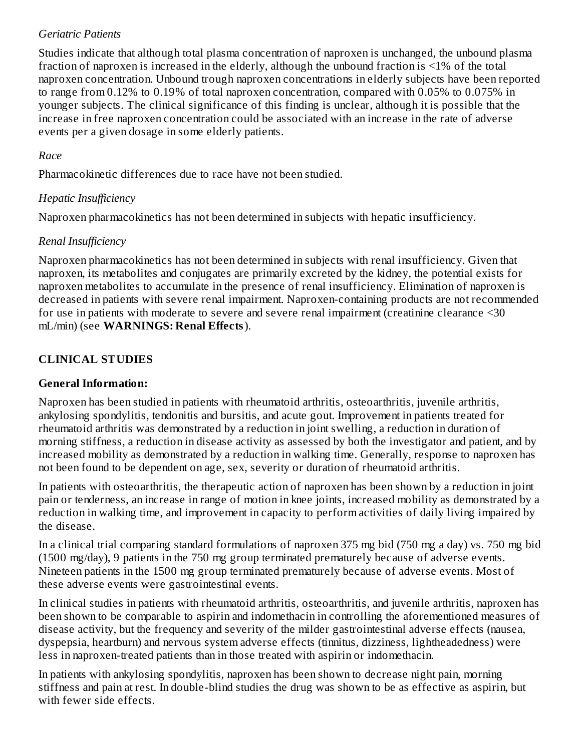*Geriatric Patients*

Studies indicate that although total plasma concentration of naproxen is unchanged, the unbound plasma fraction of naproxen is increased in the elderly, although the unbound fraction is <1% of the total naproxen concentration. Unbound trough naproxen concentrations in elderly subjects have been reported to range from 0.12% to 0.19% of total naproxen concentration, compared with 0.05% to 0.075% in younger subjects. The clinical significance of this finding is unclear, although it is possible that the increase in free naproxen concentration could be associated with an increase in the rate of adverse events per a given dosage in some elderly patients.

*Race*

Pharmacokinetic differences due to race have not been studied.

*Hepatic Insufficiency*

Naproxen pharmacokinetics has not been determined in subjects with hepatic insufficiency.

*Renal Insufficiency*

Naproxen pharmacokinetics has not been determined in subjects with renal insufficiency. Given that naproxen, its metabolites and conjugates are primarily excreted by the kidney, the potential exists for naproxen metabolites to accumulate in the presence of renal insufficiency. Elimination of naproxen is decreased in patients with severe renal impairment. Naproxen-containing products are not recommended for use in patients with moderate to severe and severe renal impairment (creatinine clearance <30 mL/min) (see **WARNINGS: Renal Effects**).

## CLINICAL STUDIES

### General Information:

Naproxen has been studied in patients with rheumatoid arthritis, osteoarthritis, juvenile arthritis, ankylosing spondylitis, tendonitis and bursitis, and acute gout. Improvement in patients treated for rheumatoid arthritis was demonstrated by a reduction in joint swelling, a reduction in duration of morning stiffness, a reduction in disease activity as assessed by both the investigator and patient, and by increased mobility as demonstrated by a reduction in walking time. Generally, response to naproxen has not been found to be dependent on age, sex, severity or duration of rheumatoid arthritis.

In patients with osteoarthritis, the therapeutic action of naproxen has been shown by a reduction in joint pain or tenderness, an increase in range of motion in knee joints, increased mobility as demonstrated by a reduction in walking time, and improvement in capacity to perform activities of daily living impaired by the disease.

In a clinical trial comparing standard formulations of naproxen 375 mg bid (750 mg a day) vs. 750 mg bid (1500 mg/day), 9 patients in the 750 mg group terminated prematurely because of adverse events. Nineteen patients in the 1500 mg group terminated prematurely because of adverse events. Most of these adverse events were gastrointestinal events.

In clinical studies in patients with rheumatoid arthritis, osteoarthritis, and juvenile arthritis, naproxen has been shown to be comparable to aspirin and indomethacin in controlling the aforementioned measures of disease activity, but the frequency and severity of the milder gastrointestinal adverse effects (nausea, dyspepsia, heartburn) and nervous system adverse effects (tinnitus, dizziness, lightheadedness) were less in naproxen-treated patients than in those treated with aspirin or indomethacin.

In patients with ankylosing spondylitis, naproxen has been shown to decrease night pain, morning stiffness and pain at rest. In double-blind studies the drug was shown to be as effective as aspirin, but with fewer side effects.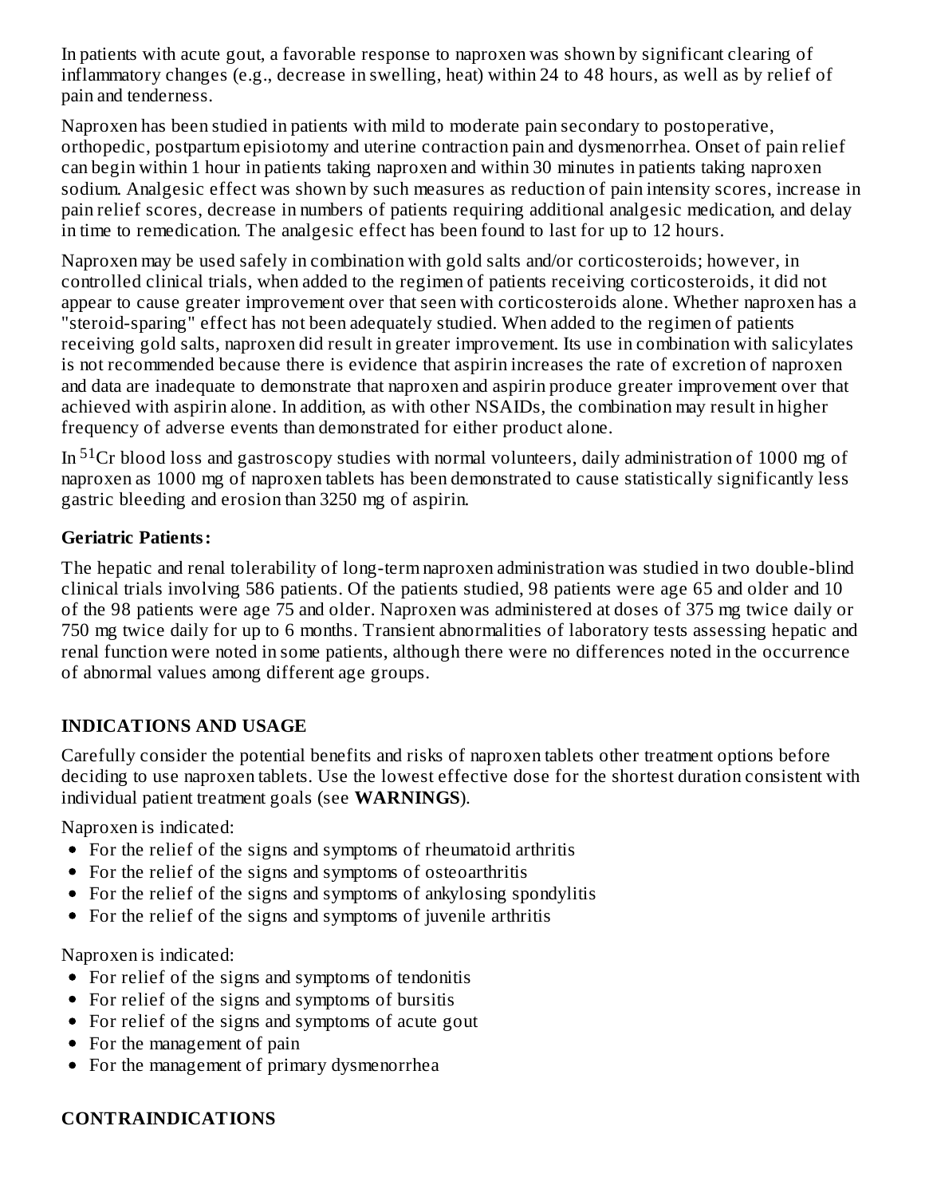In patients with acute gout, a favorable response to naproxen was shown by significant clearing of inflammatory changes (e.g., decrease in swelling, heat) within 24 to 48 hours, as well as by relief of pain and tenderness.

Naproxen has been studied in patients with mild to moderate pain secondary to postoperative, orthopedic, postpartum episiotomy and uterine contraction pain and dysmenorrhea. Onset of pain relief can begin within 1 hour in patients taking naproxen and within 30 minutes in patients taking naproxen sodium. Analgesic effect was shown by such measures as reduction of pain intensity scores, increase in pain relief scores, decrease in numbers of patients requiring additional analgesic medication, and delay in time to remedication. The analgesic effect has been found to last for up to 12 hours.

Naproxen may be used safely in combination with gold salts and/or corticosteroids; however, in controlled clinical trials, when added to the regimen of patients receiving corticosteroids, it did not appear to cause greater improvement over that seen with corticosteroids alone. Whether naproxen has a "steroid-sparing" effect has not been adequately studied. When added to the regimen of patients receiving gold salts, naproxen did result in greater improvement. Its use in combination with salicylates is not recommended because there is evidence that aspirin increases the rate of excretion of naproxen and data are inadequate to demonstrate that naproxen and aspirin produce greater improvement over that achieved with aspirin alone. In addition, as with other NSAIDs, the combination may result in higher frequency of adverse events than demonstrated for either product alone.

In $^{51}Cr$ blood loss and gastroscopy studies with normal volunteers, daily administration of 1000 mg of naproxen as 1000 mg of naproxen tablets has been demonstrated to cause statistically significantly less gastric bleeding and erosion than 3250 mg of aspirin.

**Geriatric Patients:**

The hepatic and renal tolerability of long-term naproxen administration was studied in two double-blind clinical trials involving 586 patients. Of the patients studied, 98 patients were age 65 and older and 10 of the 98 patients were age 75 and older. Naproxen was administered at doses of 375 mg twice daily or 750 mg twice daily for up to 6 months. Transient abnormalities of laboratory tests assessing hepatic and renal function were noted in some patients, although there were no differences noted in the occurrence of abnormal values among different age groups.

## INDICATIONS AND USAGE

Carefully consider the potential benefits and risks of naproxen tablets other treatment options before deciding to use naproxen tablets. Use the lowest effective dose for the shortest duration consistent with individual patient treatment goals (see **WARNINGS**).

Naproxen is indicated:

- For the relief of the signs and symptoms of rheumatoid arthritis
- For the relief of the signs and symptoms of osteoarthritis
- For the relief of the signs and symptoms of ankylosing spondylitis
- For the relief of the signs and symptoms of juvenile arthritis

Naproxen is indicated:

- For relief of the signs and symptoms of tendonitis
- For relief of the signs and symptoms of bursitis
- For relief of the signs and symptoms of acute gout
- For the management of pain
- For the management of primary dysmenorrhea

## CONTRAINDICATIONS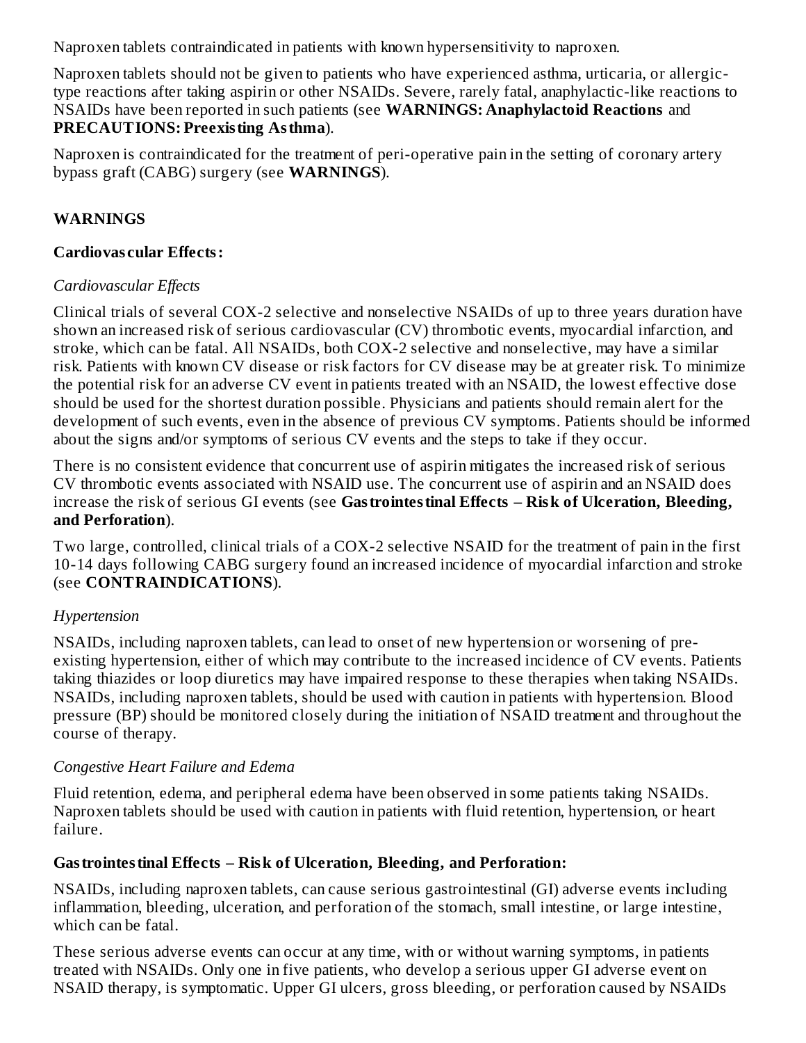Naproxen tablets contraindicated in patients with known hypersensitivity to naproxen.

Naproxen tablets should not be given to patients who have experienced asthma, urticaria, or allergic-type reactions after taking aspirin or other NSAIDs. Severe, rarely fatal, anaphylactic-like reactions to NSAIDs have been reported in such patients (see **WARNINGS: Anaphylactoid Reactions** and **PRECAUTIONS: Preexisting Asthma**).

Naproxen is contraindicated for the treatment of peri-operative pain in the setting of coronary artery bypass graft (CABG) surgery (see **WARNINGS**).

## WARNINGS

### Cardiovascular Effects:

*Cardiovascular Effects*

Clinical trials of several COX-2 selective and nonselective NSAIDs of up to three years duration have shown an increased risk of serious cardiovascular (CV) thrombotic events, myocardial infarction, and stroke, which can be fatal. All NSAIDs, both COX-2 selective and nonselective, may have a similar risk. Patients with known CV disease or risk factors for CV disease may be at greater risk. To minimize the potential risk for an adverse CV event in patients treated with an NSAID, the lowest effective dose should be used for the shortest duration possible. Physicians and patients should remain alert for the development of such events, even in the absence of previous CV symptoms. Patients should be informed about the signs and/or symptoms of serious CV events and the steps to take if they occur.

There is no consistent evidence that concurrent use of aspirin mitigates the increased risk of serious CV thrombotic events associated with NSAID use. The concurrent use of aspirin and an NSAID does increase the risk of serious GI events (see **Gastrointestinal Effects – Risk of Ulceration, Bleeding, and Perforation**).

Two large, controlled, clinical trials of a COX-2 selective NSAID for the treatment of pain in the first 10-14 days following CABG surgery found an increased incidence of myocardial infarction and stroke (see **CONTRAINDICATIONS**).

*Hypertension*

NSAIDs, including naproxen tablets, can lead to onset of new hypertension or worsening of pre-existing hypertension, either of which may contribute to the increased incidence of CV events. Patients taking thiazides or loop diuretics may have impaired response to these therapies when taking NSAIDs. NSAIDs, including naproxen tablets, should be used with caution in patients with hypertension. Blood pressure (BP) should be monitored closely during the initiation of NSAID treatment and throughout the course of therapy.

*Congestive Heart Failure and Edema*

Fluid retention, edema, and peripheral edema have been observed in some patients taking NSAIDs. Naproxen tablets should be used with caution in patients with fluid retention, hypertension, or heart failure.

### Gastrointestinal Effects – Risk of Ulceration, Bleeding, and Perforation:

NSAIDs, including naproxen tablets, can cause serious gastrointestinal (GI) adverse events including inflammation, bleeding, ulceration, and perforation of the stomach, small intestine, or large intestine, which can be fatal.

These serious adverse events can occur at any time, with or without warning symptoms, in patients treated with NSAIDs. Only one in five patients, who develop a serious upper GI adverse event on NSAID therapy, is symptomatic. Upper GI ulcers, gross bleeding, or perforation caused by NSAIDs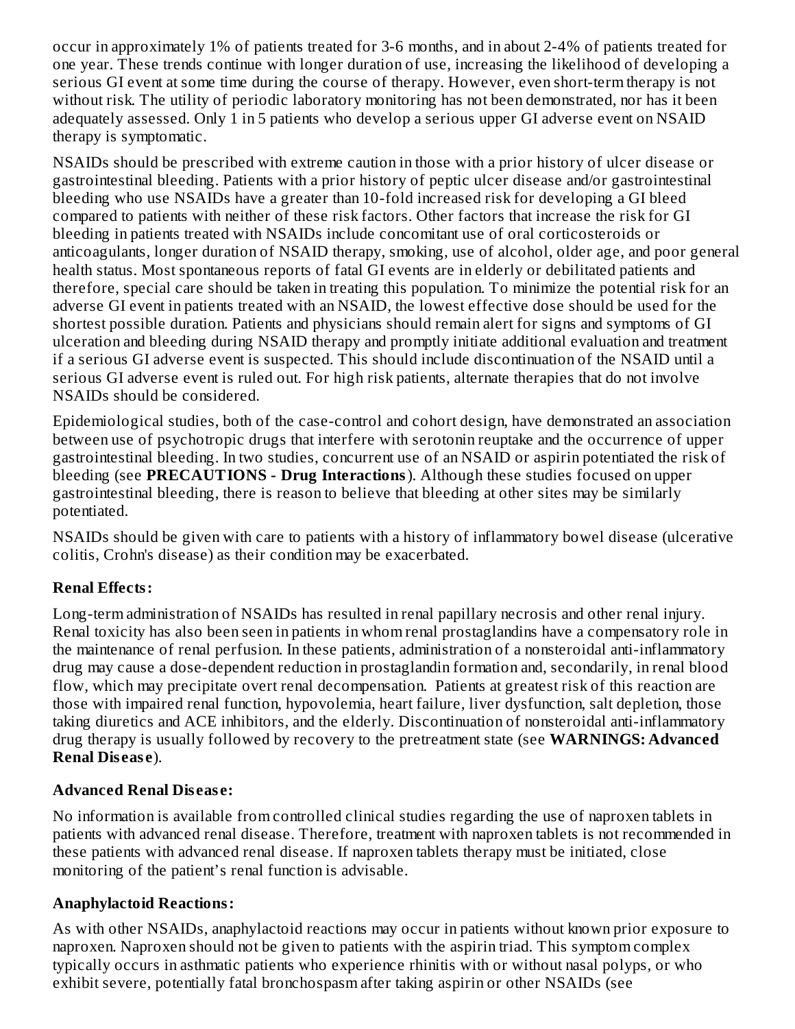occur in approximately 1% of patients treated for 3-6 months, and in about 2-4% of patients treated for one year. These trends continue with longer duration of use, increasing the likelihood of developing a serious GI event at some time during the course of therapy. However, even short-term therapy is not without risk. The utility of periodic laboratory monitoring has not been demonstrated, nor has it been adequately assessed. Only 1 in 5 patients who develop a serious upper GI adverse event on NSAID therapy is symptomatic.

NSAIDs should be prescribed with extreme caution in those with a prior history of ulcer disease or gastrointestinal bleeding. Patients with a prior history of peptic ulcer disease and/or gastrointestinal bleeding who use NSAIDs have a greater than 10-fold increased risk for developing a GI bleed compared to patients with neither of these risk factors. Other factors that increase the risk for GI bleeding in patients treated with NSAIDs include concomitant use of oral corticosteroids or anticoagulants, longer duration of NSAID therapy, smoking, use of alcohol, older age, and poor general health status. Most spontaneous reports of fatal GI events are in elderly or debilitated patients and therefore, special care should be taken in treating this population. To minimize the potential risk for an adverse GI event in patients treated with an NSAID, the lowest effective dose should be used for the shortest possible duration. Patients and physicians should remain alert for signs and symptoms of GI ulceration and bleeding during NSAID therapy and promptly initiate additional evaluation and treatment if a serious GI adverse event is suspected. This should include discontinuation of the NSAID until a serious GI adverse event is ruled out. For high risk patients, alternate therapies that do not involve NSAIDs should be considered.

Epidemiological studies, both of the case-control and cohort design, have demonstrated an association between use of psychotropic drugs that interfere with serotonin reuptake and the occurrence of upper gastrointestinal bleeding. In two studies, concurrent use of an NSAID or aspirin potentiated the risk of bleeding (see **PRECAUTIONS - Drug Interactions**). Although these studies focused on upper gastrointestinal bleeding, there is reason to believe that bleeding at other sites may be similarly potentiated.

NSAIDs should be given with care to patients with a history of inflammatory bowel disease (ulcerative colitis, Crohn's disease) as their condition may be exacerbated.

**Renal Effects:**

Long-term administration of NSAIDs has resulted in renal papillary necrosis and other renal injury. Renal toxicity has also been seen in patients in whom renal prostaglandins have a compensatory role in the maintenance of renal perfusion. In these patients, administration of a nonsteroidal anti-inflammatory drug may cause a dose-dependent reduction in prostaglandin formation and, secondarily, in renal blood flow, which may precipitate overt renal decompensation. Patients at greatest risk of this reaction are those with impaired renal function, hypovolemia, heart failure, liver dysfunction, salt depletion, those taking diuretics and ACE inhibitors, and the elderly. Discontinuation of nonsteroidal anti-inflammatory drug therapy is usually followed by recovery to the pretreatment state (see **WARNINGS: Advanced Renal Disease**).

**Advanced Renal Disease:**

No information is available from controlled clinical studies regarding the use of naproxen tablets in patients with advanced renal disease. Therefore, treatment with naproxen tablets is not recommended in these patients with advanced renal disease. If naproxen tablets therapy must be initiated, close monitoring of the patient's renal function is advisable.

**Anaphylactoid Reactions:**

As with other NSAIDs, anaphylactoid reactions may occur in patients without known prior exposure to naproxen. Naproxen should not be given to patients with the aspirin triad. This symptom complex typically occurs in asthmatic patients who experience rhinitis with or without nasal polyps, or who exhibit severe, potentially fatal bronchospasm after taking aspirin or other NSAIDs (see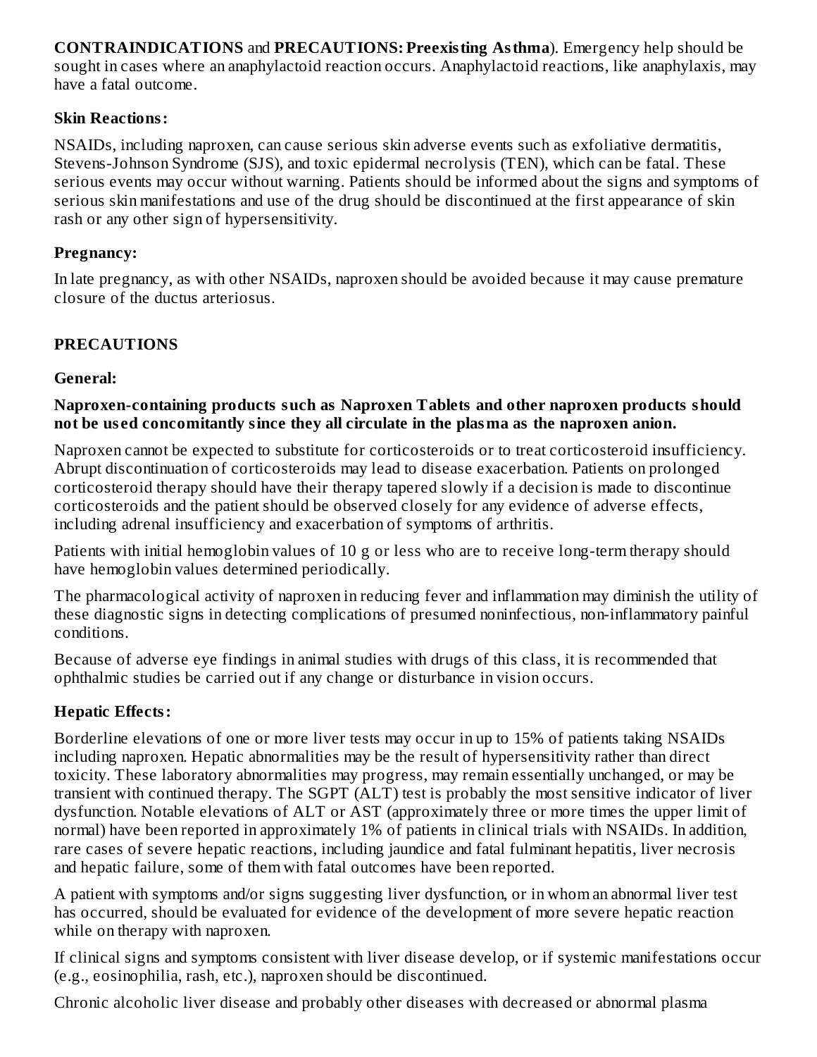**CONTRAINDICATIONS** and **PRECAUTIONS: Preexisting Asthma**). Emergency help should be sought in cases where an anaphylactoid reaction occurs. Anaphylactoid reactions, like anaphylaxis, may have a fatal outcome.

**Skin Reactions:**

NSAIDs, including naproxen, can cause serious skin adverse events such as exfoliative dermatitis, Stevens-Johnson Syndrome (SJS), and toxic epidermal necrolysis (TEN), which can be fatal. These serious events may occur without warning. Patients should be informed about the signs and symptoms of serious skin manifestations and use of the drug should be discontinued at the first appearance of skin rash or any other sign of hypersensitivity.

**Pregnancy:**

In late pregnancy, as with other NSAIDs, naproxen should be avoided because it may cause premature closure of the ductus arteriosus.

## PRECAUTIONS

**General:**

**Naproxen-containing products such as Naproxen Tablets and other naproxen products should not be used concomitantly since they all circulate in the plasma as the naproxen anion.**

Naproxen cannot be expected to substitute for corticosteroids or to treat corticosteroid insufficiency. Abrupt discontinuation of corticosteroids may lead to disease exacerbation. Patients on prolonged corticosteroid therapy should have their therapy tapered slowly if a decision is made to discontinue corticosteroids and the patient should be observed closely for any evidence of adverse effects, including adrenal insufficiency and exacerbation of symptoms of arthritis.

Patients with initial hemoglobin values of 10 g or less who are to receive long-term therapy should have hemoglobin values determined periodically.

The pharmacological activity of naproxen in reducing fever and inflammation may diminish the utility of these diagnostic signs in detecting complications of presumed noninfectious, non-inflammatory painful conditions.

Because of adverse eye findings in animal studies with drugs of this class, it is recommended that ophthalmic studies be carried out if any change or disturbance in vision occurs.

**Hepatic Effects:**

Borderline elevations of one or more liver tests may occur in up to 15% of patients taking NSAIDs including naproxen. Hepatic abnormalities may be the result of hypersensitivity rather than direct toxicity. These laboratory abnormalities may progress, may remain essentially unchanged, or may be transient with continued therapy. The SGPT (ALT) test is probably the most sensitive indicator of liver dysfunction. Notable elevations of ALT or AST (approximately three or more times the upper limit of normal) have been reported in approximately 1% of patients in clinical trials with NSAIDs. In addition, rare cases of severe hepatic reactions, including jaundice and fatal fulminant hepatitis, liver necrosis and hepatic failure, some of them with fatal outcomes have been reported.

A patient with symptoms and/or signs suggesting liver dysfunction, or in whom an abnormal liver test has occurred, should be evaluated for evidence of the development of more severe hepatic reaction while on therapy with naproxen.

If clinical signs and symptoms consistent with liver disease develop, or if systemic manifestations occur (e.g., eosinophilia, rash, etc.), naproxen should be discontinued.

Chronic alcoholic liver disease and probably other diseases with decreased or abnormal plasma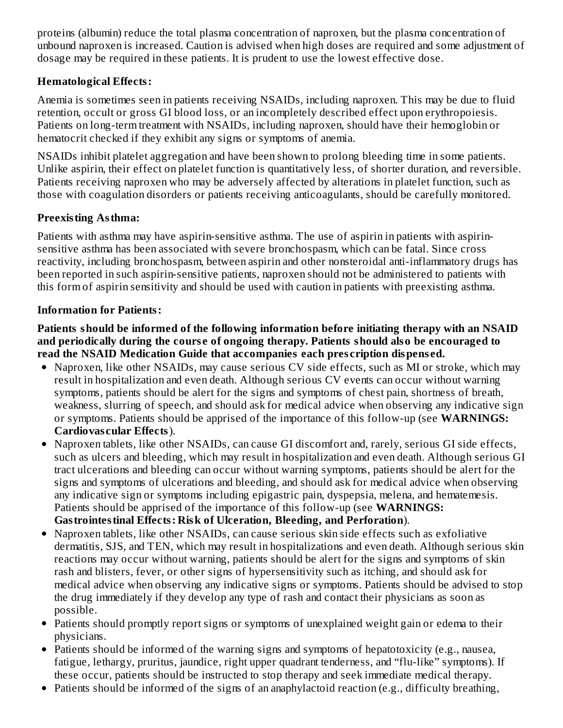proteins (albumin) reduce the total plasma concentration of naproxen, but the plasma concentration of unbound naproxen is increased. Caution is advised when high doses are required and some adjustment of dosage may be required in these patients. It is prudent to use the lowest effective dose.

**Hematological Effects:**

Anemia is sometimes seen in patients receiving NSAIDs, including naproxen. This may be due to fluid retention, occult or gross GI blood loss, or an incompletely described effect upon erythropoiesis. Patients on long-term treatment with NSAIDs, including naproxen, should have their hemoglobin or hematocrit checked if they exhibit any signs or symptoms of anemia.

NSAIDs inhibit platelet aggregation and have been shown to prolong bleeding time in some patients. Unlike aspirin, their effect on platelet function is quantitatively less, of shorter duration, and reversible. Patients receiving naproxen who may be adversely affected by alterations in platelet function, such as those with coagulation disorders or patients receiving anticoagulants, should be carefully monitored.

**Preexisting Asthma:**

Patients with asthma may have aspirin-sensitive asthma. The use of aspirin in patients with aspirin-sensitive asthma has been associated with severe bronchospasm, which can be fatal. Since cross reactivity, including bronchospasm, between aspirin and other nonsteroidal anti-inflammatory drugs has been reported in such aspirin-sensitive patients, naproxen should not be administered to patients with this form of aspirin sensitivity and should be used with caution in patients with preexisting asthma.

**Information for Patients:**

**Patients should be informed of the following information before initiating therapy with an NSAID and periodically during the course of ongoing therapy. Patients should also be encouraged to read the NSAID Medication Guide that accompanies each prescription dispensed.**

- Naproxen, like other NSAIDs, may cause serious CV side effects, such as MI or stroke, which may result in hospitalization and even death. Although serious CV events can occur without warning symptoms, patients should be alert for the signs and symptoms of chest pain, shortness of breath, weakness, slurring of speech, and should ask for medical advice when observing any indicative sign or symptoms. Patients should be apprised of the importance of this follow-up (see **WARNINGS: Cardiovascular Effects**).
- Naproxen tablets, like other NSAIDs, can cause GI discomfort and, rarely, serious GI side effects, such as ulcers and bleeding, which may result in hospitalization and even death. Although serious GI tract ulcerations and bleeding can occur without warning symptoms, patients should be alert for the signs and symptoms of ulcerations and bleeding, and should ask for medical advice when observing any indicative sign or symptoms including epigastric pain, dyspepsia, melena, and hematemesis. Patients should be apprised of the importance of this follow-up (see **WARNINGS: Gastrointestinal Effects: Risk of Ulceration, Bleeding, and Perforation**).
- Naproxen tablets, like other NSAIDs, can cause serious skin side effects such as exfoliative dermatitis, SJS, and TEN, which may result in hospitalizations and even death. Although serious skin reactions may occur without warning, patients should be alert for the signs and symptoms of skin rash and blisters, fever, or other signs of hypersensitivity such as itching, and should ask for medical advice when observing any indicative signs or symptoms. Patients should be advised to stop the drug immediately if they develop any type of rash and contact their physicians as soon as possible.
- Patients should promptly report signs or symptoms of unexplained weight gain or edema to their physicians.
- Patients should be informed of the warning signs and symptoms of hepatotoxicity (e.g., nausea, fatigue, lethargy, pruritus, jaundice, right upper quadrant tenderness, and "flu-like" symptoms). If these occur, patients should be instructed to stop therapy and seek immediate medical therapy.
- Patients should be informed of the signs of an anaphylactoid reaction (e.g., difficulty breathing,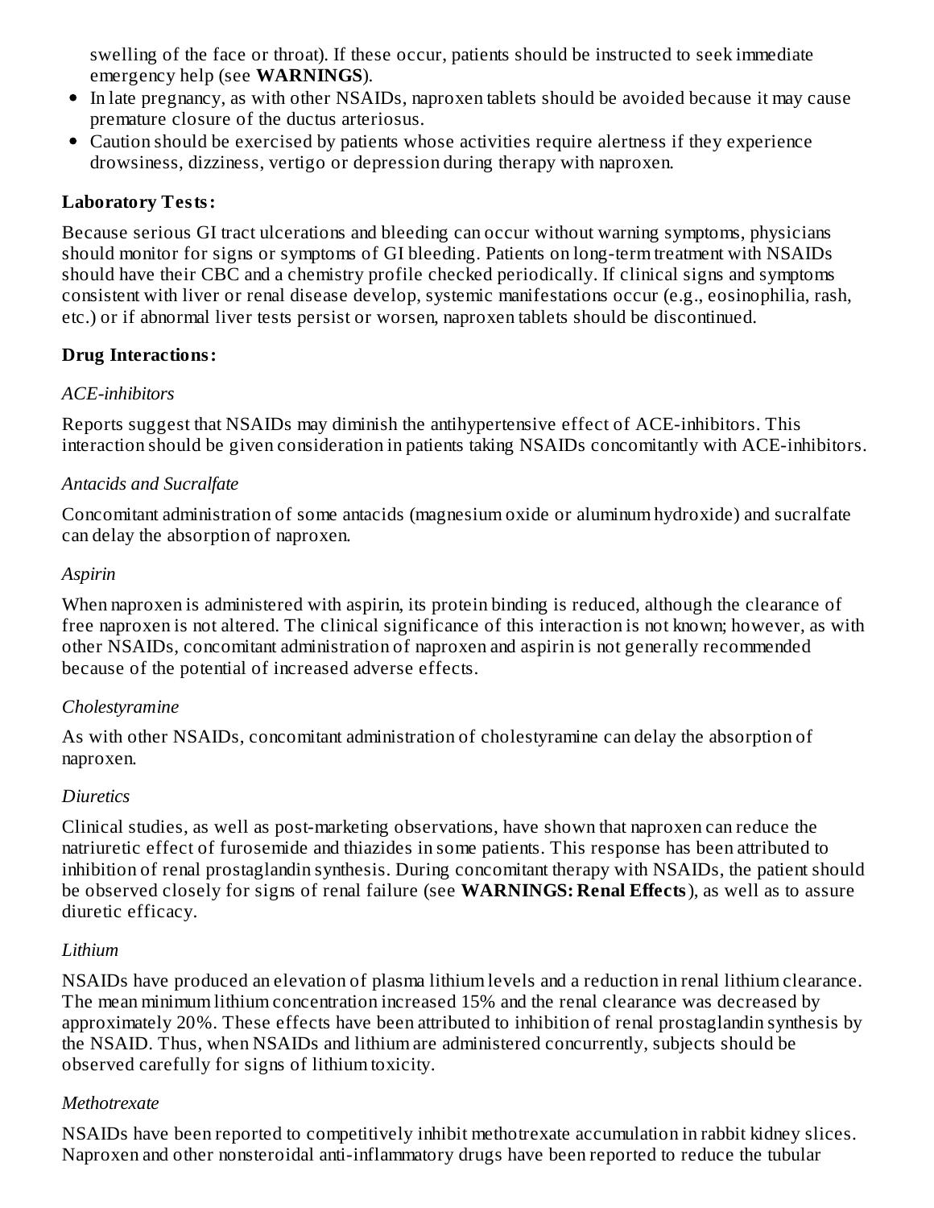swelling of the face or throat). If these occur, patients should be instructed to seek immediate emergency help (see **WARNINGS**).

- In late pregnancy, as with other NSAIDs, naproxen tablets should be avoided because it may cause premature closure of the ductus arteriosus.
- Caution should be exercised by patients whose activities require alertness if they experience drowsiness, dizziness, vertigo or depression during therapy with naproxen.

**Laboratory Tests:**

Because serious GI tract ulcerations and bleeding can occur without warning symptoms, physicians should monitor for signs or symptoms of GI bleeding. Patients on long-term treatment with NSAIDs should have their CBC and a chemistry profile checked periodically. If clinical signs and symptoms consistent with liver or renal disease develop, systemic manifestations occur (e.g., eosinophilia, rash, etc.) or if abnormal liver tests persist or worsen, naproxen tablets should be discontinued.

**Drug Interactions:**

*ACE-inhibitors*

Reports suggest that NSAIDs may diminish the antihypertensive effect of ACE-inhibitors. This interaction should be given consideration in patients taking NSAIDs concomitantly with ACE-inhibitors.

*Antacids and Sucralfate*

Concomitant administration of some antacids (magnesium oxide or aluminum hydroxide) and sucralfate can delay the absorption of naproxen.

*Aspirin*

When naproxen is administered with aspirin, its protein binding is reduced, although the clearance of free naproxen is not altered. The clinical significance of this interaction is not known; however, as with other NSAIDs, concomitant administration of naproxen and aspirin is not generally recommended because of the potential of increased adverse effects.

*Cholestyramine*

As with other NSAIDs, concomitant administration of cholestyramine can delay the absorption of naproxen.

*Diuretics*

Clinical studies, as well as post-marketing observations, have shown that naproxen can reduce the natriuretic effect of furosemide and thiazides in some patients. This response has been attributed to inhibition of renal prostaglandin synthesis. During concomitant therapy with NSAIDs, the patient should be observed closely for signs of renal failure (see **WARNINGS: Renal Effects**), as well as to assure diuretic efficacy.

*Lithium*

NSAIDs have produced an elevation of plasma lithium levels and a reduction in renal lithium clearance. The mean minimum lithium concentration increased 15% and the renal clearance was decreased by approximately 20%. These effects have been attributed to inhibition of renal prostaglandin synthesis by the NSAID. Thus, when NSAIDs and lithium are administered concurrently, subjects should be observed carefully for signs of lithium toxicity.

*Methotrexate*

NSAIDs have been reported to competitively inhibit methotrexate accumulation in rabbit kidney slices. Naproxen and other nonsteroidal anti-inflammatory drugs have been reported to reduce the tubular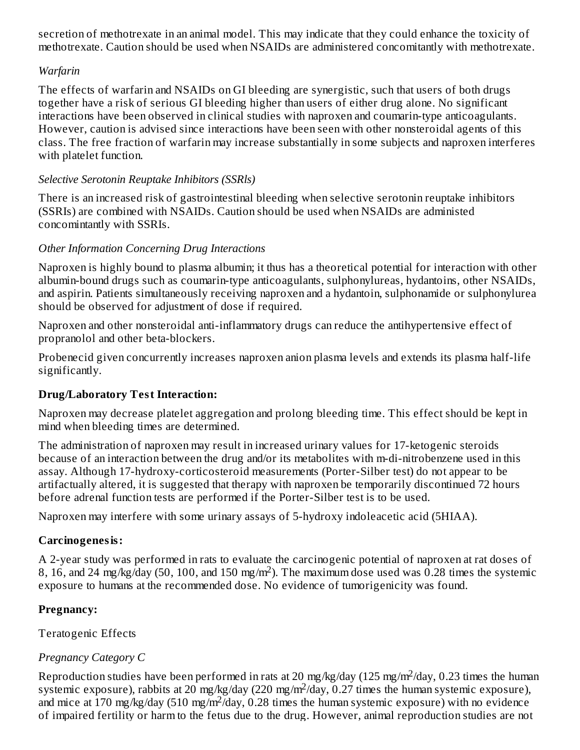secretion of methotrexate in an animal model. This may indicate that they could enhance the toxicity of methotrexate. Caution should be used when NSAIDs are administered concomitantly with methotrexate.

*Warfarin*

The effects of warfarin and NSAIDs on GI bleeding are synergistic, such that users of both drugs together have a risk of serious GI bleeding higher than users of either drug alone. No significant interactions have been observed in clinical studies with naproxen and coumarin-type anticoagulants. However, caution is advised since interactions have been seen with other nonsteroidal agents of this class. The free fraction of warfarin may increase substantially in some subjects and naproxen interferes with platelet function.

*Selective Serotonin Reuptake Inhibitors (SSRls)*

There is an increased risk of gastrointestinal bleeding when selective serotonin reuptake inhibitors (SSRIs) are combined with NSAIDs. Caution should be used when NSAIDs are administed concomintantly with SSRIs.

*Other Information Concerning Drug Interactions*

Naproxen is highly bound to plasma albumin; it thus has a theoretical potential for interaction with other albumin-bound drugs such as coumarin-type anticoagulants, sulphonylureas, hydantoins, other NSAIDs, and aspirin. Patients simultaneously receiving naproxen and a hydantoin, sulphonamide or sulphonylurea should be observed for adjustment of dose if required.

Naproxen and other nonsteroidal anti-inflammatory drugs can reduce the antihypertensive effect of propranolol and other beta-blockers.

Probenecid given concurrently increases naproxen anion plasma levels and extends its plasma half-life significantly.

**Drug/Laboratory Test Interaction:**

Naproxen may decrease platelet aggregation and prolong bleeding time. This effect should be kept in mind when bleeding times are determined.

The administration of naproxen may result in increased urinary values for 17-ketogenic steroids because of an interaction between the drug and/or its metabolites with m-di-nitrobenzene used in this assay. Although 17-hydroxy-corticosteroid measurements (Porter-Silber test) do not appear to be artifactually altered, it is suggested that therapy with naproxen be temporarily discontinued 72 hours before adrenal function tests are performed if the Porter-Silber test is to be used.

Naproxen may interfere with some urinary assays of 5-hydroxy indoleacetic acid (5HIAA).

**Carcinogenesis:**

A 2-year study was performed in rats to evaluate the carcinogenic potential of naproxen at rat doses of 8, 16, and 24 mg/kg/day (50, 100, and 150 mg/m$^2$). The maximum dose used was 0.28 times the systemic exposure to humans at the recommended dose. No evidence of tumorigenicity was found.

**Pregnancy:**

Teratogenic Effects

*Pregnancy Category C*

Reproduction studies have been performed in rats at 20 mg/kg/day (125 mg/m$^2$/day, 0.23 times the human systemic exposure), rabbits at 20 mg/kg/day (220 mg/m$^2$/day, 0.27 times the human systemic exposure), and mice at 170 mg/kg/day (510 mg/m$^2$/day, 0.28 times the human systemic exposure) with no evidence of impaired fertility or harm to the fetus due to the drug. However, animal reproduction studies are not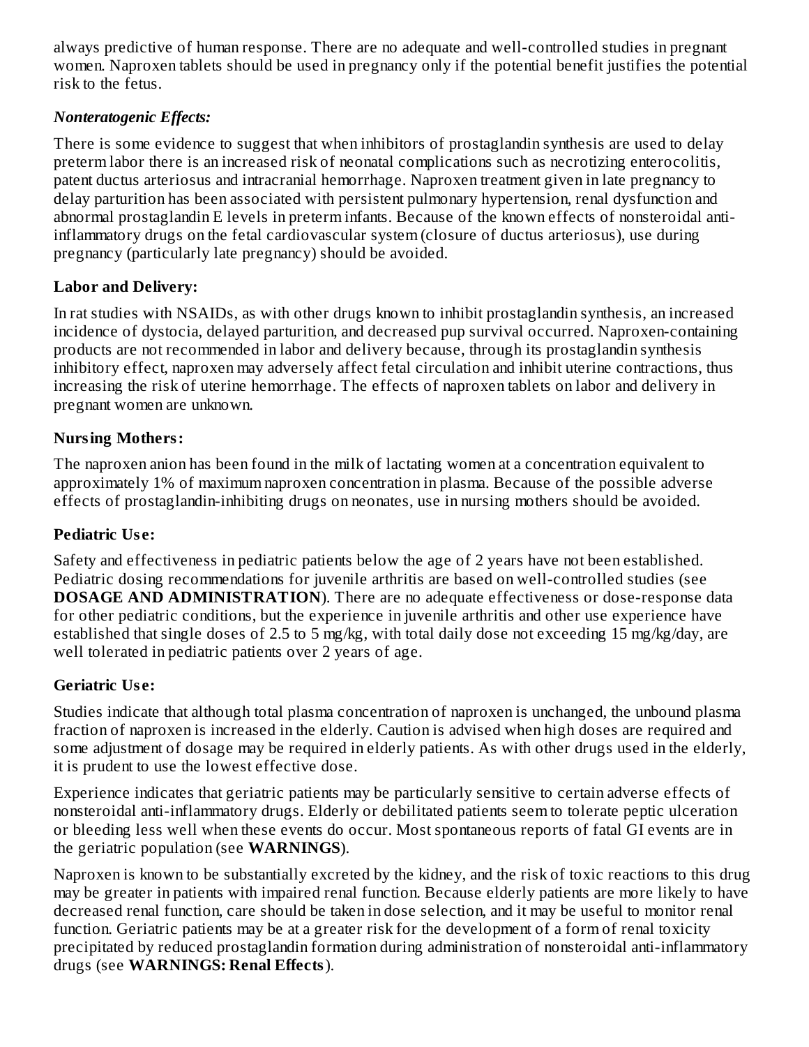always predictive of human response. There are no adequate and well-controlled studies in pregnant women. Naproxen tablets should be used in pregnancy only if the potential benefit justifies the potential risk to the fetus.

***Nonteratogenic Effects:***

There is some evidence to suggest that when inhibitors of prostaglandin synthesis are used to delay preterm labor there is an increased risk of neonatal complications such as necrotizing enterocolitis, patent ductus arteriosus and intracranial hemorrhage. Naproxen treatment given in late pregnancy to delay parturition has been associated with persistent pulmonary hypertension, renal dysfunction and abnormal prostaglandin E levels in preterm infants. Because of the known effects of nonsteroidal anti-inflammatory drugs on the fetal cardiovascular system (closure of ductus arteriosus), use during pregnancy (particularly late pregnancy) should be avoided.

**Labor and Delivery:**

In rat studies with NSAIDs, as with other drugs known to inhibit prostaglandin synthesis, an increased incidence of dystocia, delayed parturition, and decreased pup survival occurred. Naproxen-containing products are not recommended in labor and delivery because, through its prostaglandin synthesis inhibitory effect, naproxen may adversely affect fetal circulation and inhibit uterine contractions, thus increasing the risk of uterine hemorrhage. The effects of naproxen tablets on labor and delivery in pregnant women are unknown.

**Nursing Mothers:**

The naproxen anion has been found in the milk of lactating women at a concentration equivalent to approximately 1% of maximum naproxen concentration in plasma. Because of the possible adverse effects of prostaglandin-inhibiting drugs on neonates, use in nursing mothers should be avoided.

**Pediatric Use:**

Safety and effectiveness in pediatric patients below the age of 2 years have not been established. Pediatric dosing recommendations for juvenile arthritis are based on well-controlled studies (see **DOSAGE AND ADMINISTRATION**). There are no adequate effectiveness or dose-response data for other pediatric conditions, but the experience in juvenile arthritis and other use experience have established that single doses of 2.5 to 5 mg/kg, with total daily dose not exceeding 15 mg/kg/day, are well tolerated in pediatric patients over 2 years of age.

**Geriatric Use:**

Studies indicate that although total plasma concentration of naproxen is unchanged, the unbound plasma fraction of naproxen is increased in the elderly. Caution is advised when high doses are required and some adjustment of dosage may be required in elderly patients. As with other drugs used in the elderly, it is prudent to use the lowest effective dose.

Experience indicates that geriatric patients may be particularly sensitive to certain adverse effects of nonsteroidal anti-inflammatory drugs. Elderly or debilitated patients seem to tolerate peptic ulceration or bleeding less well when these events do occur. Most spontaneous reports of fatal GI events are in the geriatric population (see **WARNINGS**).

Naproxen is known to be substantially excreted by the kidney, and the risk of toxic reactions to this drug may be greater in patients with impaired renal function. Because elderly patients are more likely to have decreased renal function, care should be taken in dose selection, and it may be useful to monitor renal function. Geriatric patients may be at a greater risk for the development of a form of renal toxicity precipitated by reduced prostaglandin formation during administration of nonsteroidal anti-inflammatory drugs (see **WARNINGS: Renal Effects**).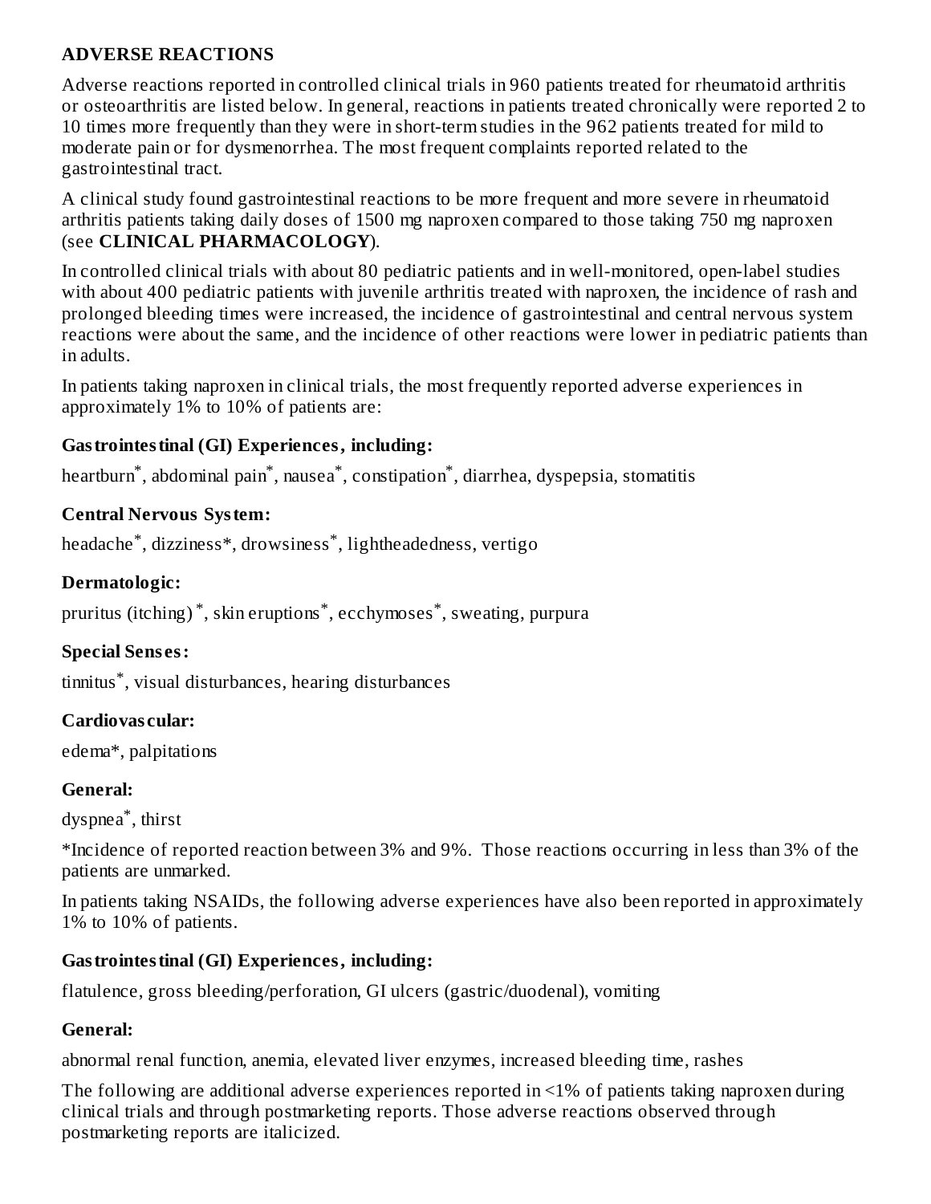## ADVERSE REACTIONS

Adverse reactions reported in controlled clinical trials in 960 patients treated for rheumatoid arthritis or osteoarthritis are listed below. In general, reactions in patients treated chronically were reported 2 to 10 times more frequently than they were in short-term studies in the 962 patients treated for mild to moderate pain or for dysmenorrhea. The most frequent complaints reported related to the gastrointestinal tract.

A clinical study found gastrointestinal reactions to be more frequent and more severe in rheumatoid arthritis patients taking daily doses of 1500 mg naproxen compared to those taking 750 mg naproxen (see **CLINICAL PHARMACOLOGY**).

In controlled clinical trials with about 80 pediatric patients and in well-monitored, open-label studies with about 400 pediatric patients with juvenile arthritis treated with naproxen, the incidence of rash and prolonged bleeding times were increased, the incidence of gastrointestinal and central nervous system reactions were about the same, and the incidence of other reactions were lower in pediatric patients than in adults.

In patients taking naproxen in clinical trials, the most frequently reported adverse experiences in approximately 1% to 10% of patients are:

**Gastrointestinal (GI) Experiences, including:**

heartburn*, abdominal pain*, nausea*, constipation*, diarrhea, dyspepsia, stomatitis

**Central Nervous System:**

headache*, dizziness*, drowsiness*, lightheadedness, vertigo

**Dermatologic:**

pruritus (itching) *, skin eruptions*, ecchymoses*, sweating, purpura

**Special Senses:**

tinnitus*, visual disturbances, hearing disturbances

**Cardiovascular:**

edema*, palpitations

**General:**

dyspnea*, thirst

*Incidence of reported reaction between 3% and 9%. Those reactions occurring in less than 3% of the patients are unmarked.

In patients taking NSAIDs, the following adverse experiences have also been reported in approximately 1% to 10% of patients.

**Gastrointestinal (GI) Experiences, including:**

flatulence, gross bleeding/perforation, GI ulcers (gastric/duodenal), vomiting

**General:**

abnormal renal function, anemia, elevated liver enzymes, increased bleeding time, rashes

The following are additional adverse experiences reported in <1% of patients taking naproxen during clinical trials and through postmarketing reports. Those adverse reactions observed through postmarketing reports are italicized.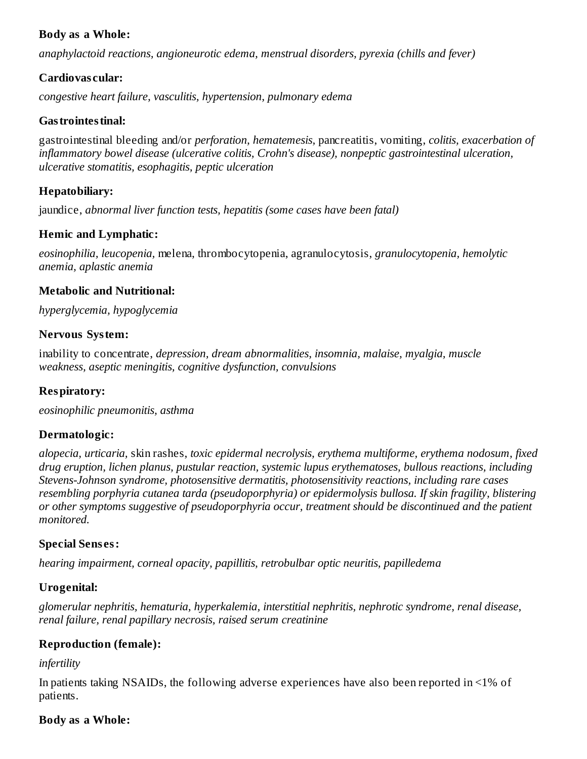**Body as a Whole:**

*anaphylactoid reactions, angioneurotic edema, menstrual disorders, pyrexia (chills and fever)*

**Cardiovascular:**

*congestive heart failure, vasculitis, hypertension, pulmonary edema*

**Gastrointestinal:**

gastrointestinal bleeding and/or *perforation, hematemesis,* pancreatitis, vomiting, *colitis, exacerbation of inflammatory bowel disease (ulcerative colitis, Crohn's disease), nonpeptic gastrointestinal ulceration, ulcerative stomatitis, esophagitis, peptic ulceration*

**Hepatobiliary:**

jaundice, *abnormal liver function tests, hepatitis (some cases have been fatal)*

**Hemic and Lymphatic:**

*eosinophilia, leucopenia,* melena, thrombocytopenia, agranulocytosis, *granulocytopenia, hemolytic anemia, aplastic anemia*

**Metabolic and Nutritional:**

*hyperglycemia, hypoglycemia*

**Nervous System:**

inability to concentrate, *depression, dream abnormalities, insomnia, malaise, myalgia, muscle weakness, aseptic meningitis, cognitive dysfunction, convulsions*

**Respiratory:**

*eosinophilic pneumonitis, asthma*

**Dermatologic:**

*alopecia, urticaria,* skin rashes, *toxic epidermal necrolysis, erythema multiforme, erythema nodosum, fixed drug eruption, lichen planus, pustular reaction, systemic lupus erythematoses, bullous reactions, including Stevens-Johnson syndrome, photosensitive dermatitis, photosensitivity reactions, including rare cases resembling porphyria cutanea tarda (pseudoporphyria) or epidermolysis bullosa. If skin fragility, blistering or other symptoms suggestive of pseudoporphyria occur, treatment should be discontinued and the patient monitored.*

**Special Senses:**

*hearing impairment, corneal opacity, papillitis, retrobulbar optic neuritis, papilledema*

**Urogenital:**

*glomerular nephritis, hematuria, hyperkalemia, interstitial nephritis, nephrotic syndrome, renal disease, renal failure, renal papillary necrosis, raised serum creatinine*

**Reproduction (female):**

*infertility*

In patients taking NSAIDs, the following adverse experiences have also been reported in <1% of patients.

**Body as a Whole:**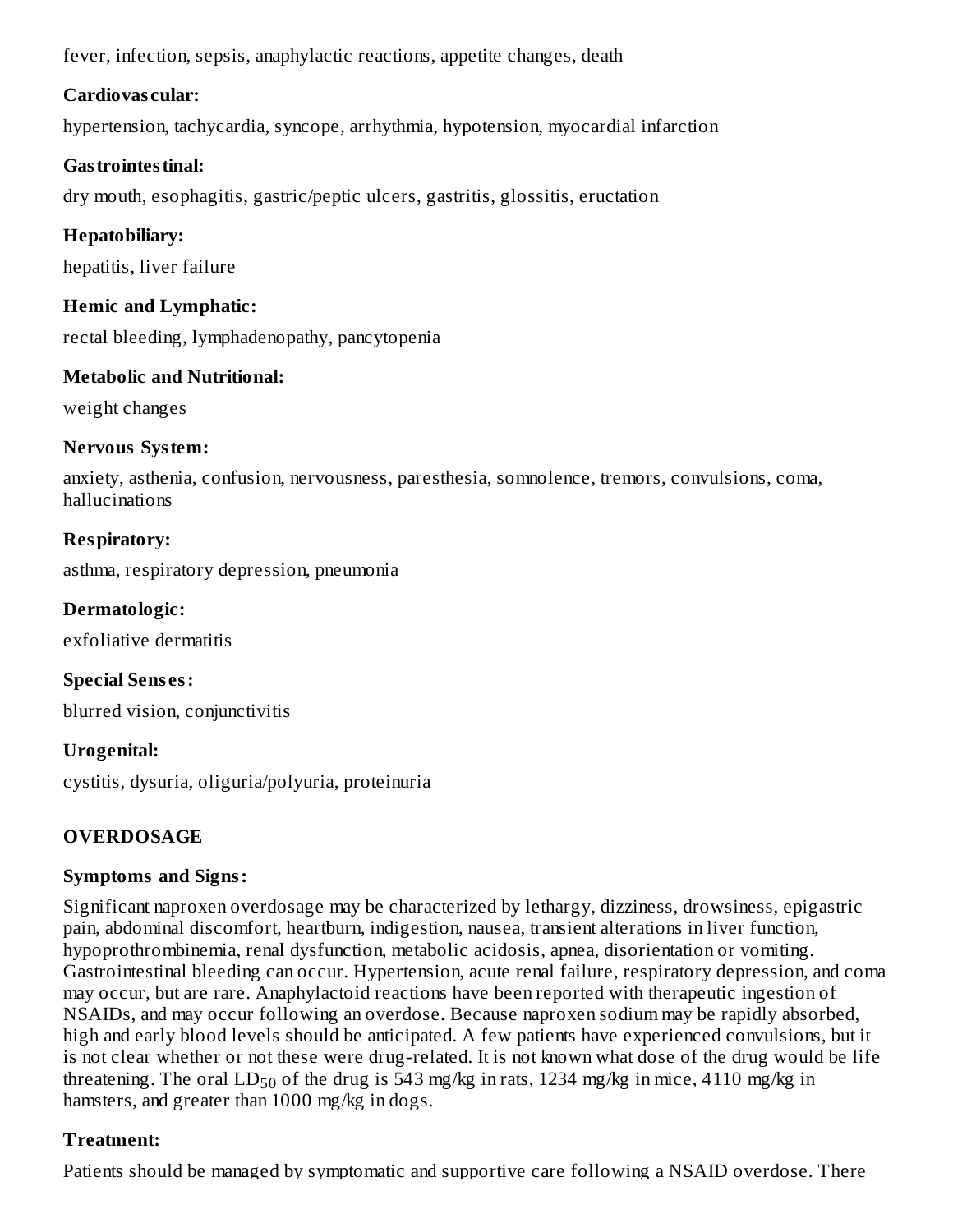fever, infection, sepsis, anaphylactic reactions, appetite changes, death

**Cardiovascular:**

hypertension, tachycardia, syncope, arrhythmia, hypotension, myocardial infarction

**Gastrointestinal:**

dry mouth, esophagitis, gastric/peptic ulcers, gastritis, glossitis, eructation

**Hepatobiliary:**

hepatitis, liver failure

**Hemic and Lymphatic:**

rectal bleeding, lymphadenopathy, pancytopenia

**Metabolic and Nutritional:**

weight changes

**Nervous System:**

anxiety, asthenia, confusion, nervousness, paresthesia, somnolence, tremors, convulsions, coma, hallucinations

**Respiratory:**

asthma, respiratory depression, pneumonia

**Dermatologic:**

exfoliative dermatitis

**Special Senses:**

blurred vision, conjunctivitis

**Urogenital:**

cystitis, dysuria, oliguria/polyuria, proteinuria

## OVERDOSAGE

**Symptoms and Signs:**

Significant naproxen overdosage may be characterized by lethargy, dizziness, drowsiness, epigastric pain, abdominal discomfort, heartburn, indigestion, nausea, transient alterations in liver function, hypoprothrombinemia, renal dysfunction, metabolic acidosis, apnea, disorientation or vomiting. Gastrointestinal bleeding can occur. Hypertension, acute renal failure, respiratory depression, and coma may occur, but are rare. Anaphylactoid reactions have been reported with therapeutic ingestion of NSAIDs, and may occur following an overdose. Because naproxen sodium may be rapidly absorbed, high and early blood levels should be anticipated. A few patients have experienced convulsions, but it is not clear whether or not these were drug-related. It is not known what dose of the drug would be life threatening. The oral $LD_{50}$ of the drug is 543 mg/kg in rats, 1234 mg/kg in mice, 4110 mg/kg in hamsters, and greater than 1000 mg/kg in dogs.

**Treatment:**

Patients should be managed by symptomatic and supportive care following a NSAID overdose. There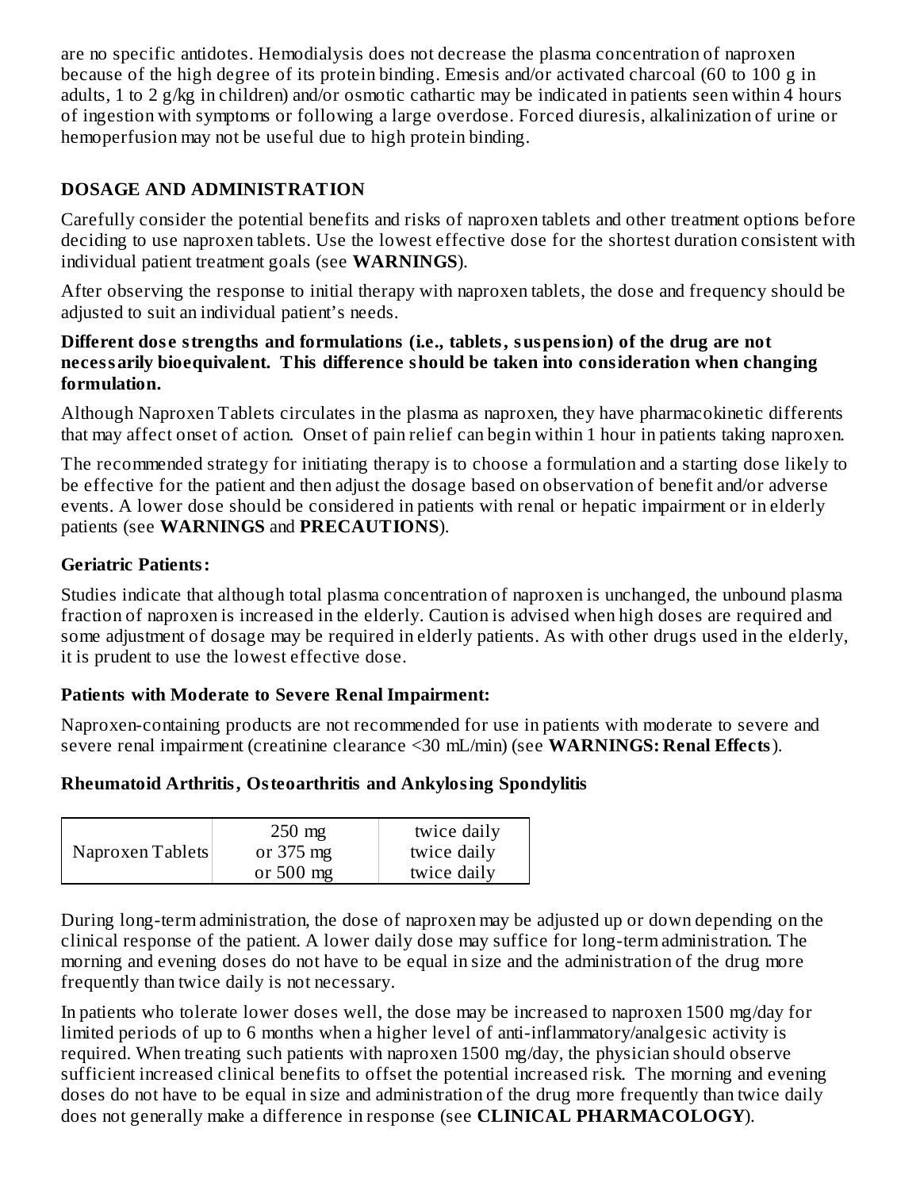are no specific antidotes. Hemodialysis does not decrease the plasma concentration of naproxen because of the high degree of its protein binding. Emesis and/or activated charcoal (60 to 100 g in adults, 1 to 2 g/kg in children) and/or osmotic cathartic may be indicated in patients seen within 4 hours of ingestion with symptoms or following a large overdose. Forced diuresis, alkalinization of urine or hemoperfusion may not be useful due to high protein binding.

## DOSAGE AND ADMINISTRATION

Carefully consider the potential benefits and risks of naproxen tablets and other treatment options before deciding to use naproxen tablets. Use the lowest effective dose for the shortest duration consistent with individual patient treatment goals (see **WARNINGS**).

After observing the response to initial therapy with naproxen tablets, the dose and frequency should be adjusted to suit an individual patient's needs.

**Different dose strengths and formulations (i.e., tablets, suspension) of the drug are not necessarily bioequivalent. This difference should be taken into consideration when changing formulation.**

Although Naproxen Tablets circulates in the plasma as naproxen, they have pharmacokinetic differents that may affect onset of action. Onset of pain relief can begin within 1 hour in patients taking naproxen.

The recommended strategy for initiating therapy is to choose a formulation and a starting dose likely to be effective for the patient and then adjust the dosage based on observation of benefit and/or adverse events. A lower dose should be considered in patients with renal or hepatic impairment or in elderly patients (see **WARNINGS** and **PRECAUTIONS**).

### Geriatric Patients:

Studies indicate that although total plasma concentration of naproxen is unchanged, the unbound plasma fraction of naproxen is increased in the elderly. Caution is advised when high doses are required and some adjustment of dosage may be required in elderly patients. As with other drugs used in the elderly, it is prudent to use the lowest effective dose.

### Patients with Moderate to Severe Renal Impairment:

Naproxen-containing products are not recommended for use in patients with moderate to severe and severe renal impairment (creatinine clearance <30 mL/min) (see **WARNINGS: Renal Effects**).

### Rheumatoid Arthritis, Osteoarthritis and Ankylosing Spondylitis

| | | |
|---|---|---|
| Naproxen Tablets | 250 mg<br>or 375 mg<br>or 500 mg | twice daily<br>twice daily<br>twice daily |

During long-term administration, the dose of naproxen may be adjusted up or down depending on the clinical response of the patient. A lower daily dose may suffice for long-term administration. The morning and evening doses do not have to be equal in size and the administration of the drug more frequently than twice daily is not necessary.

In patients who tolerate lower doses well, the dose may be increased to naproxen 1500 mg/day for limited periods of up to 6 months when a higher level of anti-inflammatory/analgesic activity is required. When treating such patients with naproxen 1500 mg/day, the physician should observe sufficient increased clinical benefits to offset the potential increased risk. The morning and evening doses do not have to be equal in size and administration of the drug more frequently than twice daily does not generally make a difference in response (see **CLINICAL PHARMACOLOGY**).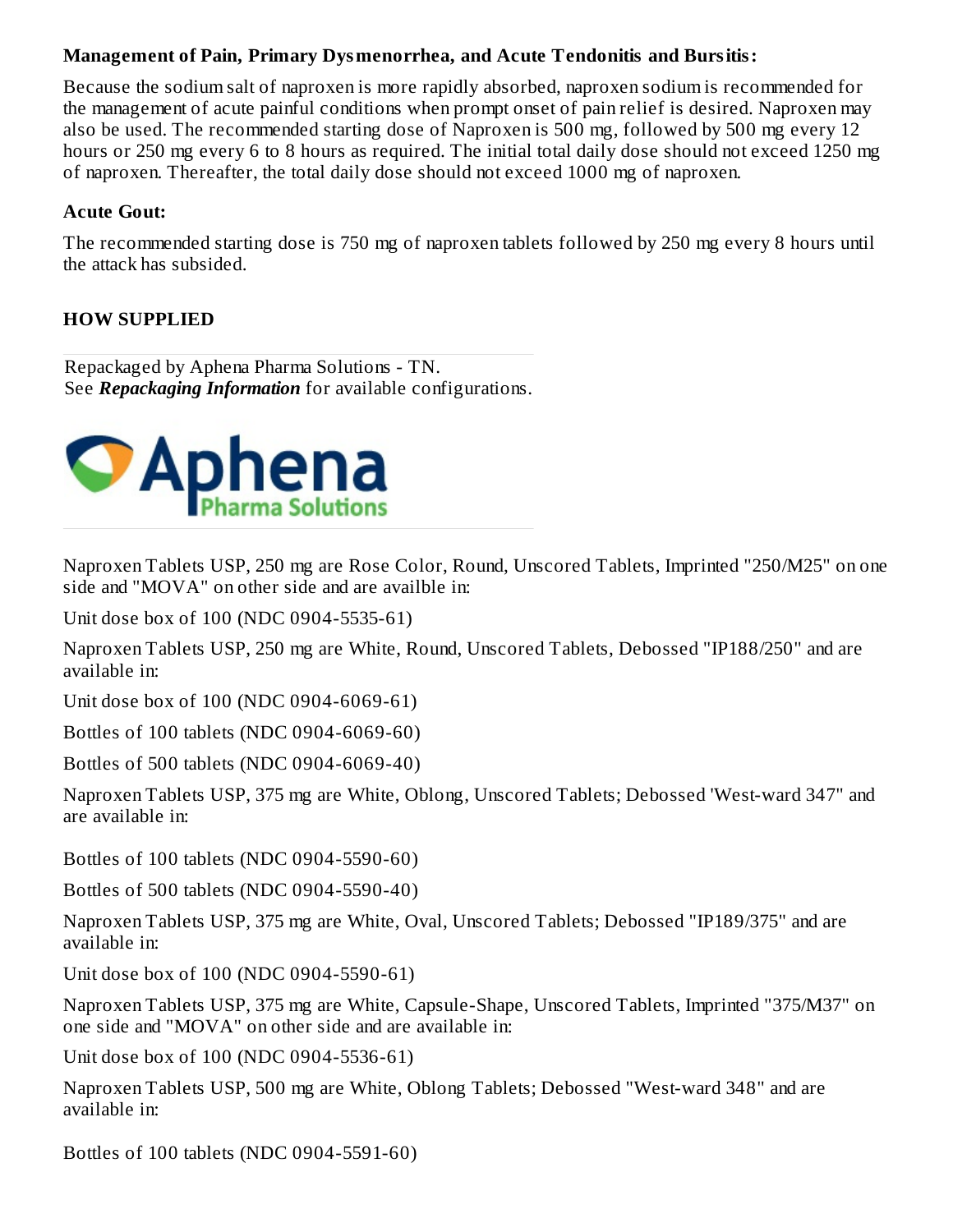**Management of Pain, Primary Dysmenorrhea, and Acute Tendonitis and Bursitis:**

Because the sodium salt of naproxen is more rapidly absorbed, naproxen sodium is recommended for the management of acute painful conditions when prompt onset of pain relief is desired. Naproxen may also be used. The recommended starting dose of Naproxen is 500 mg, followed by 500 mg every 12 hours or 250 mg every 6 to 8 hours as required. The initial total daily dose should not exceed 1250 mg of naproxen. Thereafter, the total daily dose should not exceed 1000 mg of naproxen.

**Acute Gout:**

The recommended starting dose is 750 mg of naproxen tablets followed by 250 mg every 8 hours until the attack has subsided.

## HOW SUPPLIED

Repackaged by Aphena Pharma Solutions - TN.
See ***Repackaging Information*** for available configurations.

Naproxen Tablets USP, 250 mg are Rose Color, Round, Unscored Tablets, Imprinted "250/M25" on one side and "MOVA" on other side and are availble in:

Unit dose box of 100 (NDC 0904-5535-61)

Naproxen Tablets USP, 250 mg are White, Round, Unscored Tablets, Debossed "IP188/250" and are available in:

Unit dose box of 100 (NDC 0904-6069-61)

Bottles of 100 tablets (NDC 0904-6069-60)

Bottles of 500 tablets (NDC 0904-6069-40)

Naproxen Tablets USP, 375 mg are White, Oblong, Unscored Tablets; Debossed 'West-ward 347" and are available in:

Bottles of 100 tablets (NDC 0904-5590-60)

Bottles of 500 tablets (NDC 0904-5590-40)

Naproxen Tablets USP, 375 mg are White, Oval, Unscored Tablets; Debossed "IP189/375" and are available in:

Unit dose box of 100 (NDC 0904-5590-61)

Naproxen Tablets USP, 375 mg are White, Capsule-Shape, Unscored Tablets, Imprinted "375/M37" on one side and "MOVA" on other side and are available in:

Unit dose box of 100 (NDC 0904-5536-61)

Naproxen Tablets USP, 500 mg are White, Oblong Tablets; Debossed "West-ward 348" and are available in:

Bottles of 100 tablets (NDC 0904-5591-60)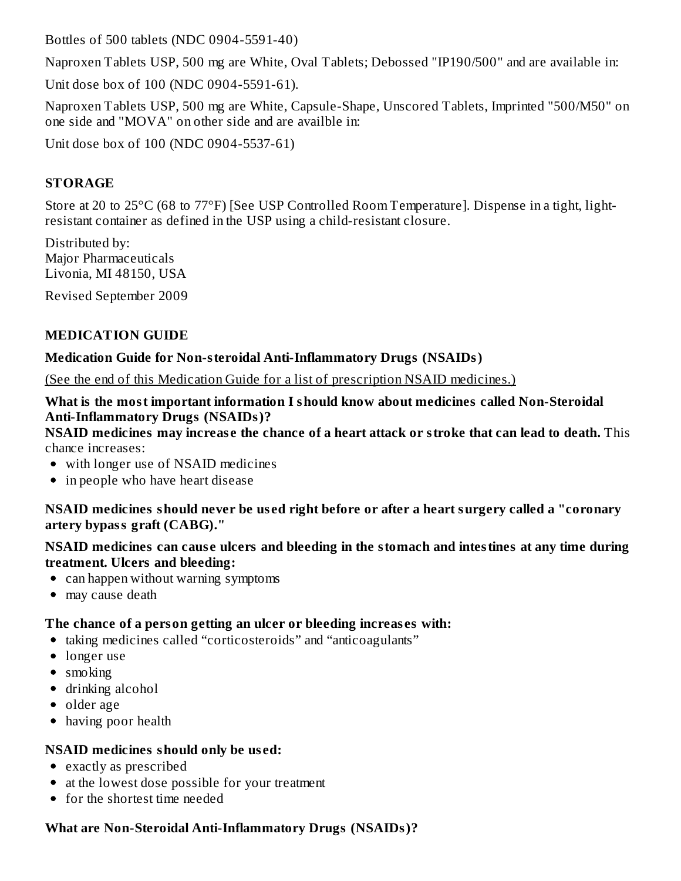Bottles of 500 tablets (NDC 0904-5591-40)

Naproxen Tablets USP, 500 mg are White, Oval Tablets; Debossed "IP190/500" and are available in:

Unit dose box of 100 (NDC 0904-5591-61).

Naproxen Tablets USP, 500 mg are White, Capsule-Shape, Unscored Tablets, Imprinted "500/M50" on one side and "MOVA" on other side and are availble in:

Unit dose box of 100 (NDC 0904-5537-61)

## STORAGE

Store at 20 to 25°C (68 to 77°F) [See USP Controlled Room Temperature]. Dispense in a tight, light-resistant container as defined in the USP using a child-resistant closure.

Distributed by:
Major Pharmaceuticals
Livonia, MI 48150, USA

Revised September 2009

## MEDICATION GUIDE

### Medication Guide for Non-steroidal Anti-Inflammatory Drugs (NSAIDs)

(See the end of this Medication Guide for a list of prescription NSAID medicines.)

**What is the most important information I should know about medicines called Non-Steroidal Anti-Inflammatory Drugs (NSAIDs)?**

**NSAID medicines may increase the chance of a heart attack or stroke that can lead to death.** This chance increases:

- with longer use of NSAID medicines
- in people who have heart disease

**NSAID medicines should never be used right before or after a heart surgery called a "coronary artery bypass graft (CABG)."**

**NSAID medicines can cause ulcers and bleeding in the stomach and intestines at any time during treatment. Ulcers and bleeding:**

- can happen without warning symptoms
- may cause death

**The chance of a person getting an ulcer or bleeding increases with:**

- taking medicines called "corticosteroids" and "anticoagulants"
- longer use
- smoking
- drinking alcohol
- older age
- having poor health

**NSAID medicines should only be used:**

- exactly as prescribed
- at the lowest dose possible for your treatment
- for the shortest time needed

**What are Non-Steroidal Anti-Inflammatory Drugs (NSAIDs)?**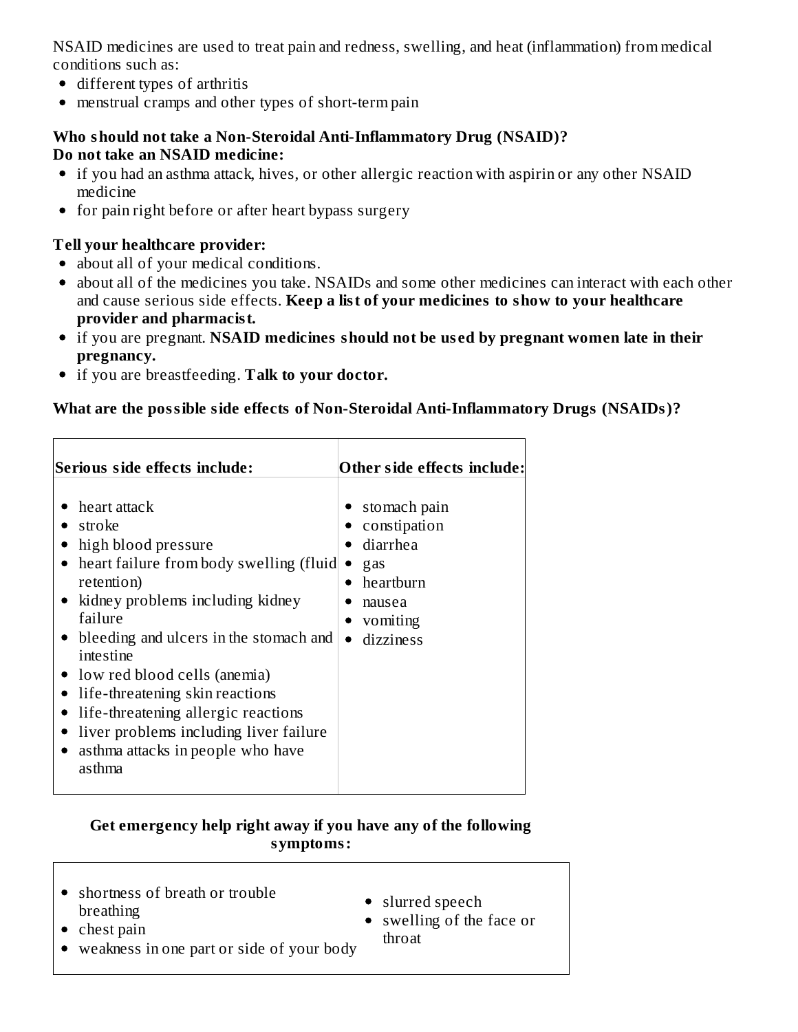NSAID medicines are used to treat pain and redness, swelling, and heat (inflammation) from medical conditions such as:

- different types of arthritis
- menstrual cramps and other types of short-term pain

**Who should not take a Non-Steroidal Anti-Inflammatory Drug (NSAID)?**
**Do not take an NSAID medicine:**

- if you had an asthma attack, hives, or other allergic reaction with aspirin or any other NSAID medicine
- for pain right before or after heart bypass surgery

**Tell your healthcare provider:**

- about all of your medical conditions.
- about all of the medicines you take. NSAIDs and some other medicines can interact with each other and cause serious side effects. **Keep a list of your medicines to show to your healthcare provider and pharmacist.**
- if you are pregnant. **NSAID medicines should not be used by pregnant women late in their pregnancy.**
- if you are breastfeeding. **Talk to your doctor.**

**What are the possible side effects of Non-Steroidal Anti-Inflammatory Drugs (NSAIDs)?**

| **Serious side effects include:** | **Other side effects include:** |
| --- | --- |
| • heart attack<br>• stroke<br>• high blood pressure<br>• heart failure from body swelling (fluid retention)<br>• kidney problems including kidney failure<br>• bleeding and ulcers in the stomach and intestine<br>• low red blood cells (anemia)<br>• life-threatening skin reactions<br>• life-threatening allergic reactions<br>• liver problems including liver failure<br>• asthma attacks in people who have asthma | • stomach pain<br>• constipation<br>• diarrhea<br>• gas<br>• heartburn<br>• nausea<br>• vomiting<br>• dizziness |

**Get emergency help right away if you have any of the following symptoms:**

- shortness of breath or trouble breathing
- chest pain
- weakness in one part or side of your body
- slurred speech
- swelling of the face or throat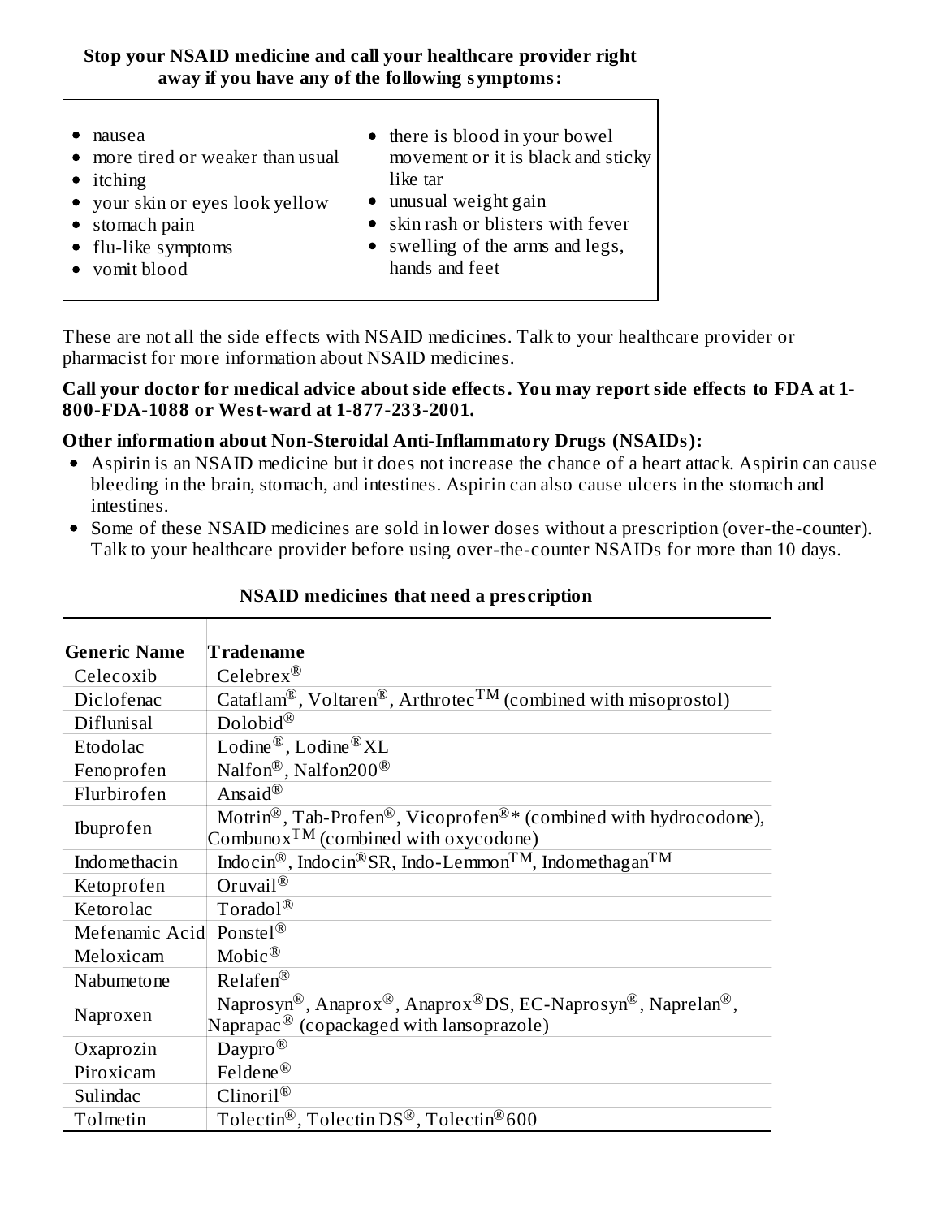**Stop your NSAID medicine and call your healthcare provider right away if you have any of the following symptoms:**

- nausea
- more tired or weaker than usual
- itching
- your skin or eyes look yellow
- stomach pain
- flu-like symptoms
- vomit blood
- there is blood in your bowel movement or it is black and sticky like tar
- unusual weight gain
- skin rash or blisters with fever
- swelling of the arms and legs, hands and feet

These are not all the side effects with NSAID medicines. Talk to your healthcare provider or pharmacist for more information about NSAID medicines.

**Call your doctor for medical advice about side effects. You may report side effects to FDA at 1-800-FDA-1088 or West-ward at 1-877-233-2001.**

**Other information about Non-Steroidal Anti-Inflammatory Drugs (NSAIDs):**

- Aspirin is an NSAID medicine but it does not increase the chance of a heart attack. Aspirin can cause bleeding in the brain, stomach, and intestines. Aspirin can also cause ulcers in the stomach and intestines.
- Some of these NSAID medicines are sold in lower doses without a prescription (over-the-counter). Talk to your healthcare provider before using over-the-counter NSAIDs for more than 10 days.

**NSAID medicines that need a prescription**

| Generic Name | Tradename |
|---|---|
| Celecoxib | Celebrex® |
| Diclofenac | Cataflam®, Voltaren®, Arthrotec™ (combined with misoprostol) |
| Diflunisal | Dolobid® |
| Etodolac | Lodine®, Lodine® XL |
| Fenoprofen | Nalfon®, Nalfon200® |
| Flurbirofen | Ansaid® |
| Ibuprofen | Motrin®, Tab-Profen®, Vicoprofen®* (combined with hydrocodone), Combunox™ (combined with oxycodone) |
| Indomethacin | Indocin®, Indocin® SR, Indo-Lemmon™, Indomethagan™ |
| Ketoprofen | Oruvail® |
| Ketorolac | Toradol® |
| Mefenamic Acid | Ponstel® |
| Meloxicam | Mobic® |
| Nabumetone | Relafen® |
| Naproxen | Naprosyn®, Anaprox®, Anaprox® DS, EC-Naprosyn®, Naprelan®, Naprapac® (copackaged with lansoprazole) |
| Oxaprozin | Daypro® |
| Piroxicam | Feldene® |
| Sulindac | Clinoril® |
| Tolmetin | Tolectin®, Tolectin DS®, Tolectin® 600 |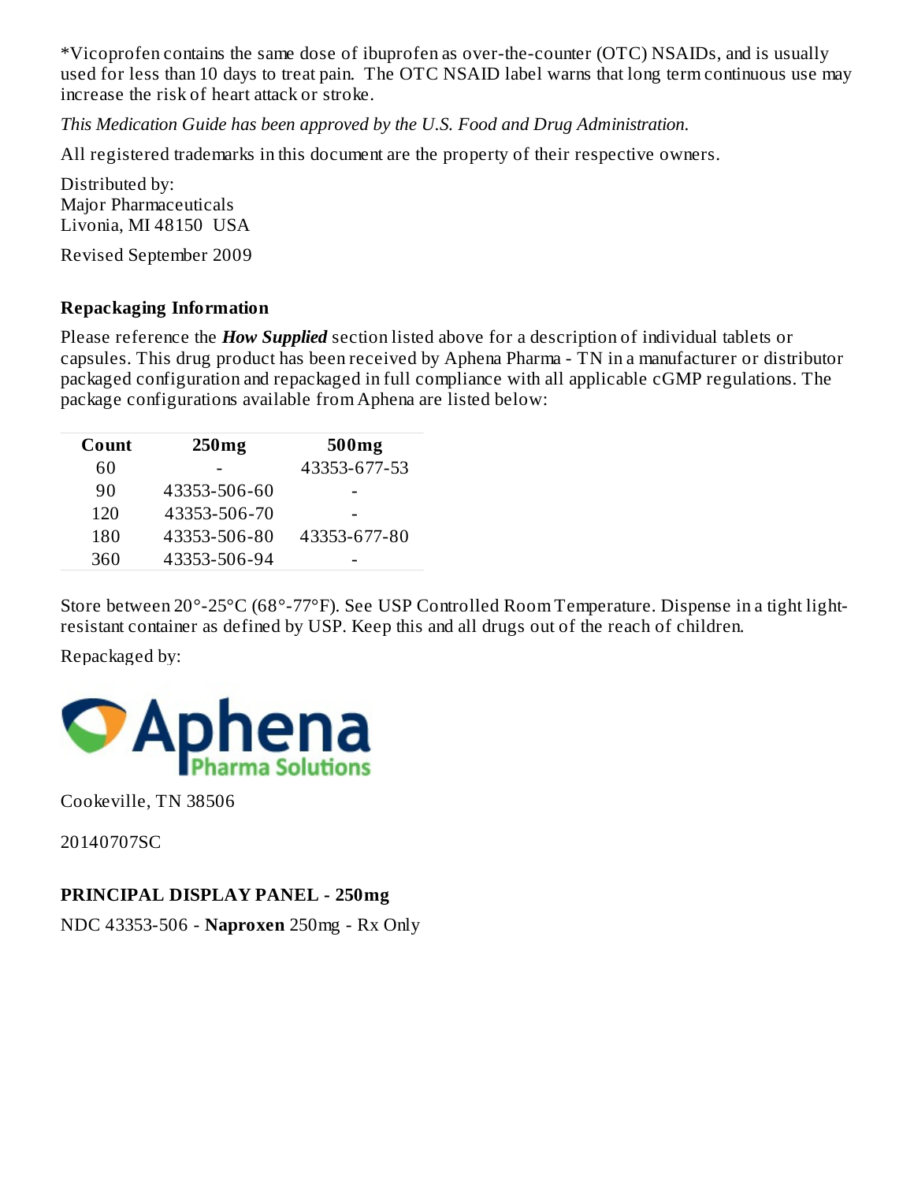*Vicoprofen contains the same dose of ibuprofen as over-the-counter (OTC) NSAIDs, and is usually used for less than 10 days to treat pain. The OTC NSAID label warns that long term continuous use may increase the risk of heart attack or stroke.

*This Medication Guide has been approved by the U.S. Food and Drug Administration.*

All registered trademarks in this document are the property of their respective owners.

Distributed by:
Major Pharmaceuticals
Livonia, MI 48150 USA

Revised September 2009

### Repackaging Information

Please reference the ***How Supplied*** section listed above for a description of individual tablets or capsules. This drug product has been received by Aphena Pharma - TN in a manufacturer or distributor packaged configuration and repackaged in full compliance with all applicable cGMP regulations. The package configurations available from Aphena are listed below:

| Count | 250mg | 500mg |
|---|---|---|
| 60 | - | 43353-677-53 |
| 90 | 43353-506-60 | - |
| 120 | 43353-506-70 | - |
| 180 | 43353-506-80 | 43353-677-80 |
| 360 | 43353-506-94 | - |

Store between 20°-25°C (68°-77°F). See USP Controlled Room Temperature. Dispense in a tight light-resistant container as defined by USP. Keep this and all drugs out of the reach of children.

Repackaged by:

Aphena Pharma Solutions

Cookeville, TN 38506

20140707SC

### PRINCIPAL DISPLAY PANEL - 250mg

NDC 43353-506 - **Naproxen** 250mg - Rx Only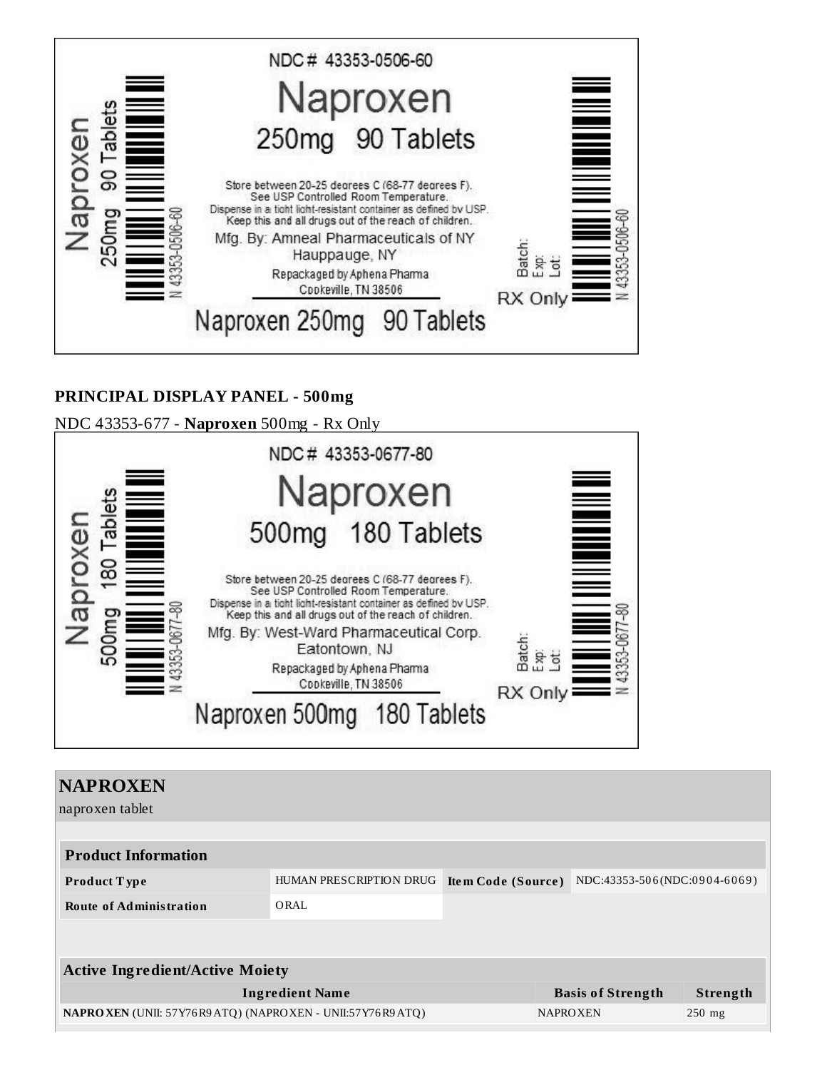NDC# 43353-0506-60

Naproxen

250mg 90 Tablets

Store between 20-25 degrees C (68-77 degrees F).
See USP Controlled Room Temperature.
Dispense in a tight light-resistant container as defined by USP.
Keep this and all drugs out of the reach of children.

Mfg. By: Amneal Pharmaceuticals of NY
Hauppauge, NY

Repackaged by Aphena Pharma
Cookeville, TN 38506

Naproxen 250mg 90 Tablets

Naproxen 250mg 90 Tablets

N 43353-0506-60

Batch:
Exp:
Lot:

RX Only

**PRINCIPAL DISPLAY PANEL - 500mg**

NDC 43353-677 - **Naproxen** 500mg - Rx Only

NDC# 43353-0677-80

Naproxen

500mg 180 Tablets

Store between 20-25 degrees C (68-77 degrees F).
See USP Controlled Room Temperature.
Dispense in a tight light-resistant container as defined by USP.
Keep this and all drugs out of the reach of children.

Mfg. By: West-Ward Pharmaceutical Corp.
Eatontown, NJ

Repackaged by Aphena Pharma
Cookeville, TN 38506

Naproxen 500mg 180 Tablets

Naproxen 500mg 180 Tablets

N 43353-0677-80

Batch:
Exp:
Lot:

RX Only

## NAPROXEN

naproxen tablet

| Product Information | | | |
|---|---|---|---|
| **Product Type** | HUMAN PRESCRIPTION DRUG | **Item Code (Source)** | NDC:43353-506(NDC:0904-6069) |
| **Route of Administration** | ORAL | | |

| Active Ingredient/Active Moiety | | |
|---|---|---|
| **Ingredient Name** | **Basis of Strength** | **Strength** |
| **NAPROXEN** (UNII: 57Y76R9ATQ) (NAPROXEN - UNII:57Y76R9ATQ) | NAPROXEN | 250 mg |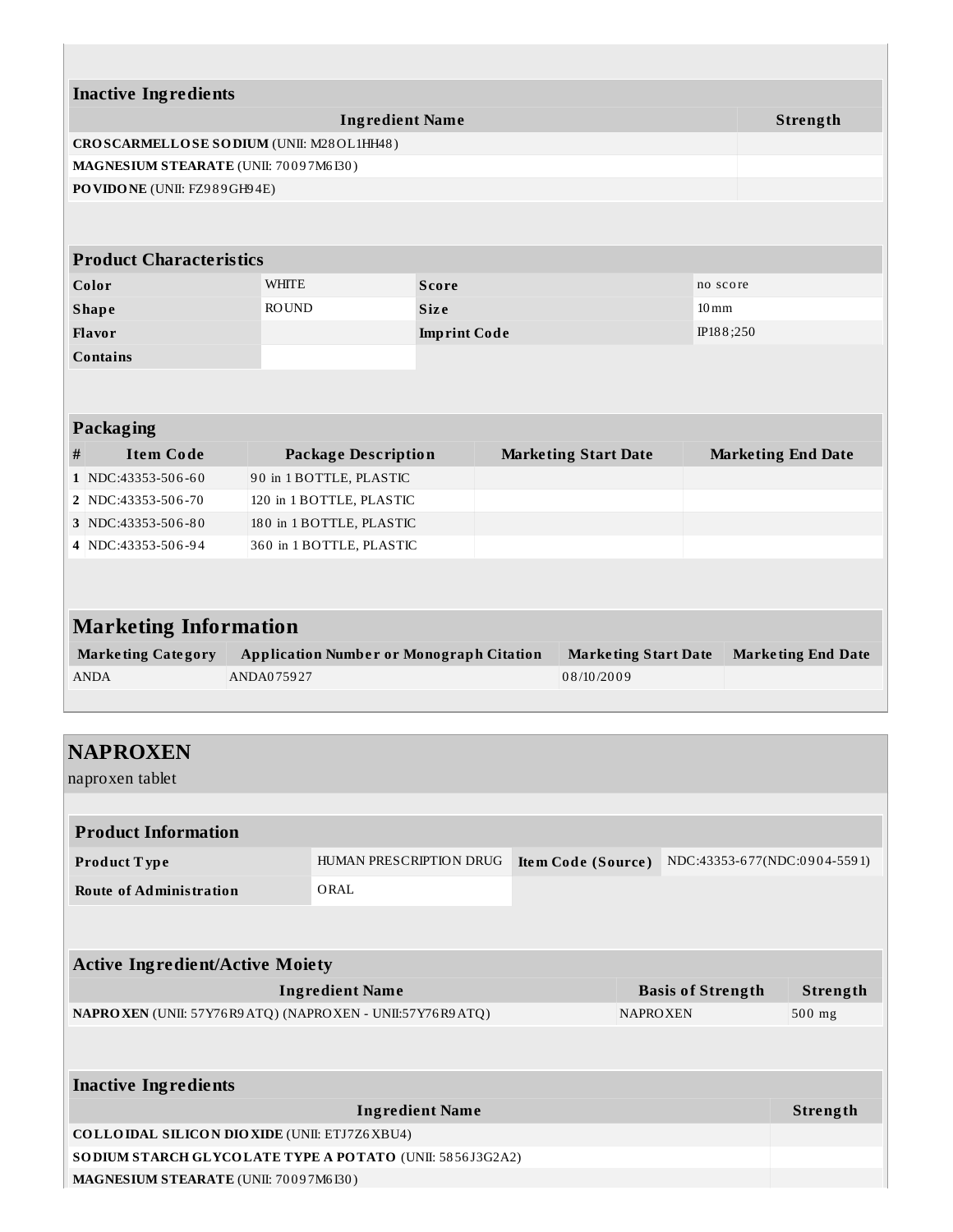### Inactive Ingredients

| Ingredient Name | Strength |
|---|---|
| **CROSCARMELLOSE SODIUM** (UNII: M28OL1HH48) | |
| **MAGNESIUM STEARATE** (UNII: 70097M6I30) | |
| **POVIDONE** (UNII: FZ989GH94E) | |

### Product Characteristics

| | | | |
|---|---|---|---|
| **Color** | WHITE | **Score** | no score |
| **Shape** | ROUND | **Size** | 10mm |
| **Flavor** | | **Imprint Code** | IP188;250 |
| **Contains** | | | |

### Packaging

| # | Item Code | Package Description | Marketing Start Date | Marketing End Date |
|---|---|---|---|---|
| 1 | NDC:43353-506-60 | 90 in 1 BOTTLE, PLASTIC | | |
| 2 | NDC:43353-506-70 | 120 in 1 BOTTLE, PLASTIC | | |
| 3 | NDC:43353-506-80 | 180 in 1 BOTTLE, PLASTIC | | |
| 4 | NDC:43353-506-94 | 360 in 1 BOTTLE, PLASTIC | | |

## Marketing Information

| Marketing Category | Application Number or Monograph Citation | Marketing Start Date | Marketing End Date |
|---|---|---|---|
| ANDA | ANDA075927 | 08/10/2009 | |

# NAPROXEN

naproxen tablet

### Product Information

| | | | |
|---|---|---|---|
| **Product Type** | HUMAN PRESCRIPTION DRUG | **Item Code (Source)** | NDC:43353-677(NDC:0904-5591) |
| **Route of Administration** | ORAL | | |

### Active Ingredient/Active Moiety

| Ingredient Name | Basis of Strength | Strength |
|---|---|---|
| **NAPROXEN** (UNII: 57Y76R9ATQ) (NAPROXEN - UNII:57Y76R9ATQ) | NAPROXEN | 500 mg |

### Inactive Ingredients

| Ingredient Name | Strength |
|---|---|
| **COLLOIDAL SILICON DIOXIDE** (UNII: ETJ7Z6XBU4) | |
| **SODIUM STARCH GLYCOLATE TYPE A POTATO** (UNII: 5856J3G2A2) | |
| **MAGNESIUM STEARATE** (UNII: 70097M6I30) | |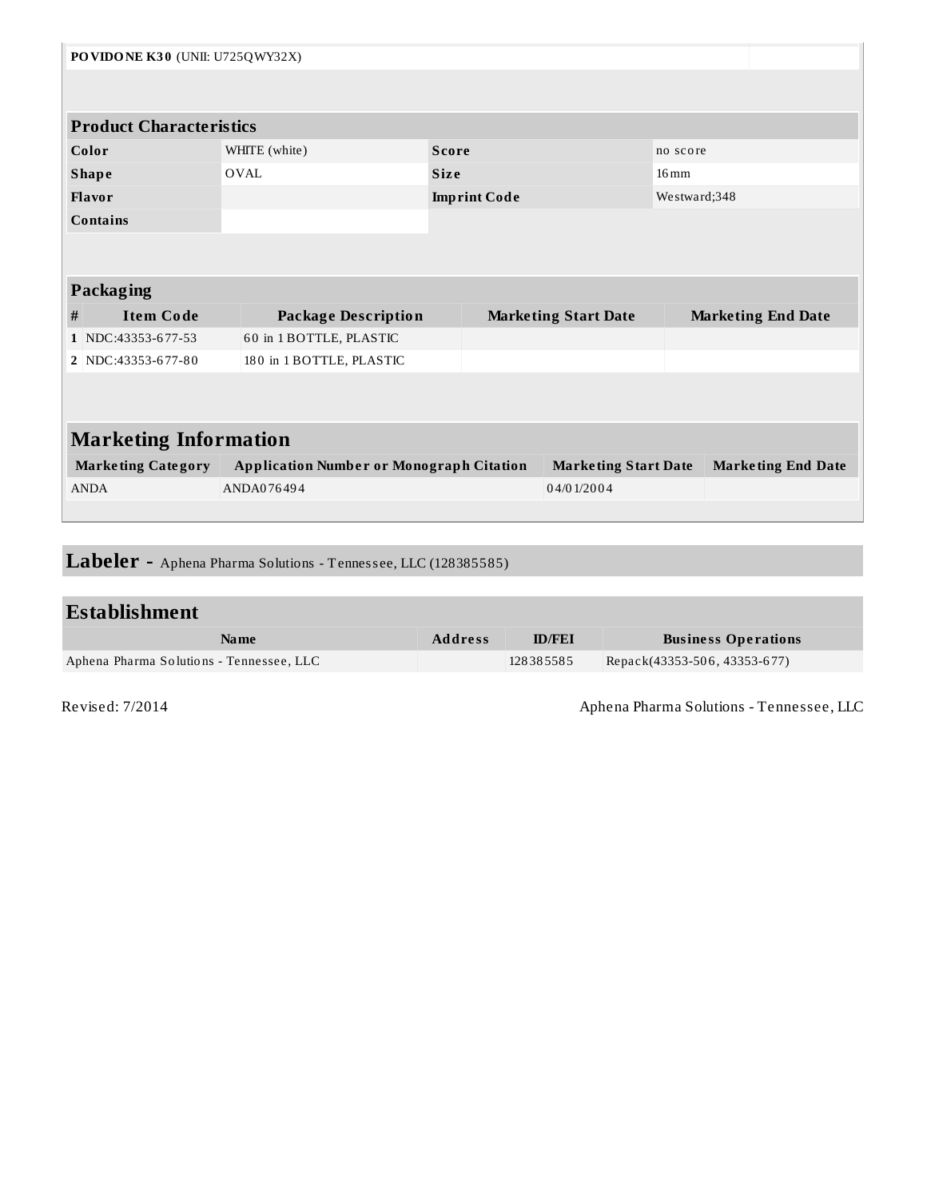| | |
|---|---|
| **POVIDONE K30** (UNII: U725QWY32X) | |

**Product Characteristics**

| | | | |
|---|---|---|---|
| **Color** | WHITE (white) | **Score** | no score |
| **Shape** | OVAL | **Size** | 16mm |
| **Flavor** | | **Imprint Code** | Westward;348 |
| **Contains** | | | |

**Packaging**

| # | Item Code | Package Description | Marketing Start Date | Marketing End Date |
|---|---|---|---|---|
| 1 | NDC:43353-677-53 | 60 in 1 BOTTLE, PLASTIC | | |
| 2 | NDC:43353-677-80 | 180 in 1 BOTTLE, PLASTIC | | |

## Marketing Information

| Marketing Category | Application Number or Monograph Citation | Marketing Start Date | Marketing End Date |
|---|---|---|---|
| ANDA | ANDA076494 | 04/01/2004 | |

## Labeler - Aphena Pharma Solutions - Tennessee, LLC (128385585)

## Establishment

| Name | Address | ID/FEI | Business Operations |
|---|---|---|---|
| Aphena Pharma Solutions - Tennessee, LLC | | 128385585 | Repack(43353-506, 43353-677) |

Revised: 7/2014

Aphena Pharma Solutions - Tennessee, LLC